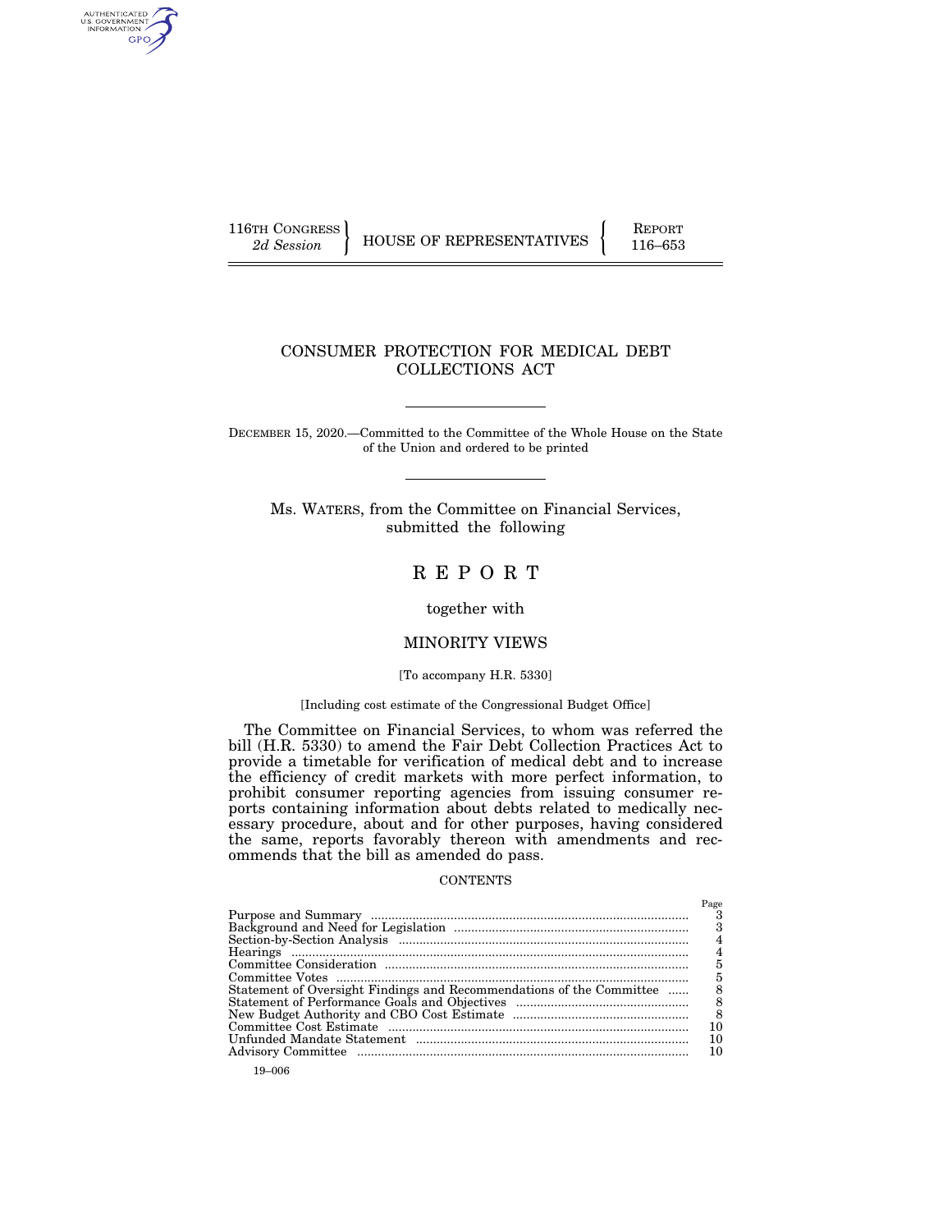116TH CONGRESS
*2d Session*

HOUSE OF REPRESENTATIVES

REPORT
116–653

# CONSUMER PROTECTION FOR MEDICAL DEBT COLLECTIONS ACT

DECEMBER 15, 2020.—Committed to the Committee of the Whole House on the State of the Union and ordered to be printed

Ms. WATERS, from the Committee on Financial Services, submitted the following

## R E P O R T

together with

## MINORITY VIEWS

[To accompany H.R. 5330]

[Including cost estimate of the Congressional Budget Office]

The Committee on Financial Services, to whom was referred the bill (H.R. 5330) to amend the Fair Debt Collection Practices Act to provide a timetable for verification of medical debt and to increase the efficiency of credit markets with more perfect information, to prohibit consumer reporting agencies from issuing consumer reports containing information about debts related to medically necessary procedure, about and for other purposes, having considered the same, reports favorably thereon with amendments and recommends that the bill as amended do pass.

CONTENTS

| | Page |
|---|---|
| Purpose and Summary | 3 |
| Background and Need for Legislation | 3 |
| Section-by-Section Analysis | 4 |
| Hearings | 4 |
| Committee Consideration | 5 |
| Committee Votes | 5 |
| Statement of Oversight Findings and Recommendations of the Committee | 8 |
| Statement of Performance Goals and Objectives | 8 |
| New Budget Authority and CBO Cost Estimate | 8 |
| Committee Cost Estimate | 10 |
| Unfunded Mandate Statement | 10 |
| Advisory Committee | 10 |

19–006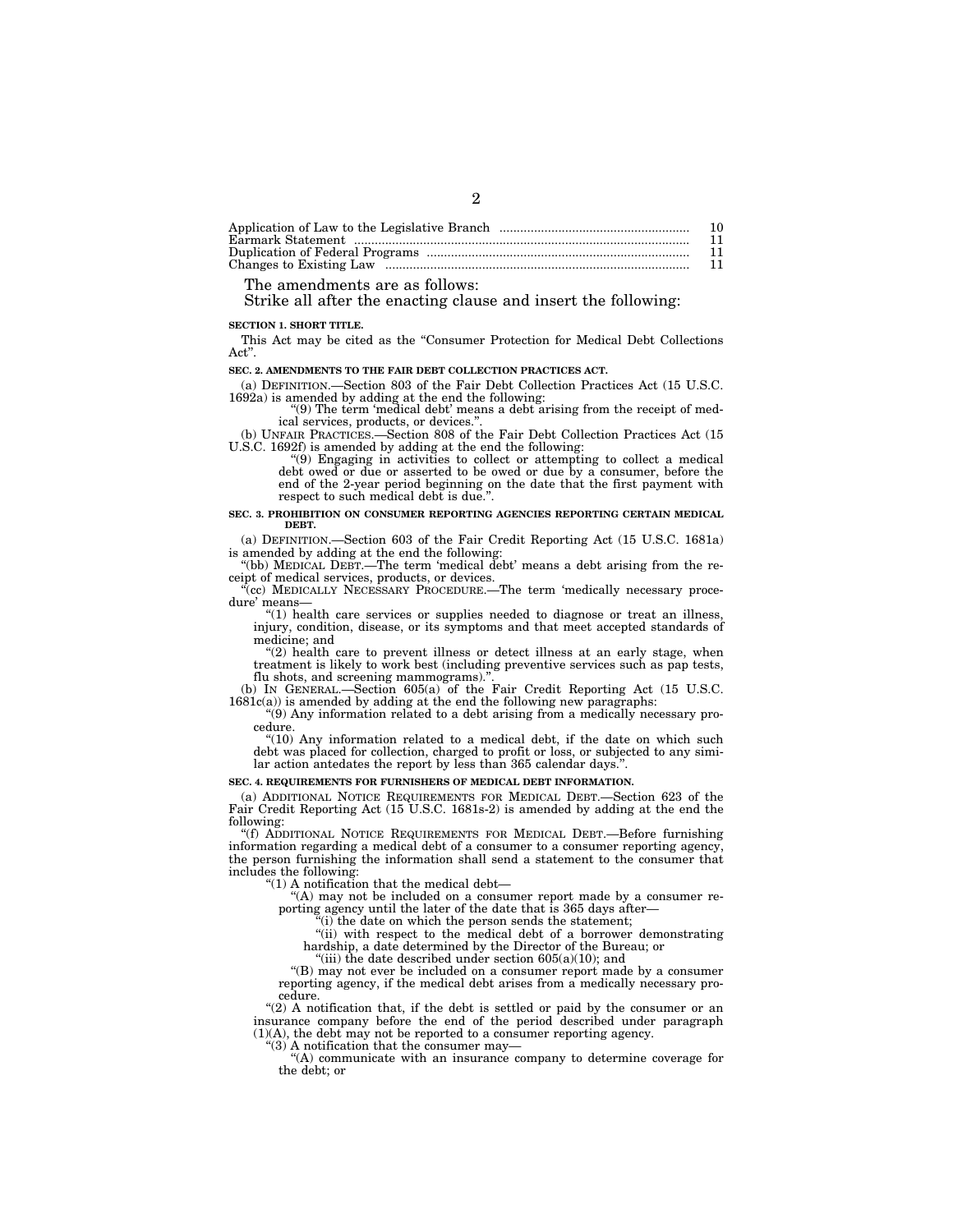| | |
|---|---|
| Application of Law to the Legislative Branch | 10 |
| Earmark Statement | 11 |
| Duplication of Federal Programs | 11 |
| Changes to Existing Law | 11 |

The amendments are as follows:

Strike all after the enacting clause and insert the following:

**SECTION 1. SHORT TITLE.**

This Act may be cited as the "Consumer Protection for Medical Debt Collections Act".

**SEC. 2. AMENDMENTS TO THE FAIR DEBT COLLECTION PRACTICES ACT.**

(a) DEFINITION.—Section 803 of the Fair Debt Collection Practices Act (15 U.S.C. 1692a) is amended by adding at the end the following:

"(9) The term 'medical debt' means a debt arising from the receipt of medical services, products, or devices.".

(b) UNFAIR PRACTICES.—Section 808 of the Fair Debt Collection Practices Act (15 U.S.C. 1692f) is amended by adding at the end the following:

"(9) Engaging in activities to collect or attempting to collect a medical debt owed or due or asserted to be owed or due by a consumer, before the end of the 2-year period beginning on the date that the first payment with respect to such medical debt is due.".

**SEC. 3. PROHIBITION ON CONSUMER REPORTING AGENCIES REPORTING CERTAIN MEDICAL DEBT.**

(a) DEFINITION.—Section 603 of the Fair Credit Reporting Act (15 U.S.C. 1681a) is amended by adding at the end the following:

"(bb) MEDICAL DEBT.—The term 'medical debt' means a debt arising from the receipt of medical services, products, or devices.

"(cc) MEDICALLY NECESSARY PROCEDURE.—The term 'medically necessary procedure' means—

"(1) health care services or supplies needed to diagnose or treat an illness, injury, condition, disease, or its symptoms and that meet accepted standards of medicine; and

"(2) health care to prevent illness or detect illness at an early stage, when treatment is likely to work best (including preventive services such as pap tests, flu shots, and screening mammograms).".

(b) IN GENERAL.—Section 605(a) of the Fair Credit Reporting Act (15 U.S.C. 1681c(a)) is amended by adding at the end the following new paragraphs:

"(9) Any information related to a debt arising from a medically necessary procedure.

"(10) Any information related to a medical debt, if the date on which such debt was placed for collection, charged to profit or loss, or subjected to any similar action antedates the report by less than 365 calendar days.".

**SEC. 4. REQUIREMENTS FOR FURNISHERS OF MEDICAL DEBT INFORMATION.**

(a) ADDITIONAL NOTICE REQUIREMENTS FOR MEDICAL DEBT.—Section 623 of the Fair Credit Reporting Act (15 U.S.C. 1681s-2) is amended by adding at the end the following:

"(f) ADDITIONAL NOTICE REQUIREMENTS FOR MEDICAL DEBT.—Before furnishing information regarding a medical debt of a consumer to a consumer reporting agency, the person furnishing the information shall send a statement to the consumer that includes the following:

"(1) A notification that the medical debt—

"(A) may not be included on a consumer report made by a consumer reporting agency until the later of the date that is 365 days after—

"(i) the date on which the person sends the statement;

"(ii) with respect to the medical debt of a borrower demonstrating hardship, a date determined by the Director of the Bureau; or

"(iii) the date described under section 605(a)(10); and

"(B) may not ever be included on a consumer report made by a consumer reporting agency, if the medical debt arises from a medically necessary procedure.

"(2) A notification that, if the debt is settled or paid by the consumer or an insurance company before the end of the period described under paragraph (1)(A), the debt may not be reported to a consumer reporting agency.

"(3) A notification that the consumer may—

"(A) communicate with an insurance company to determine coverage for the debt; or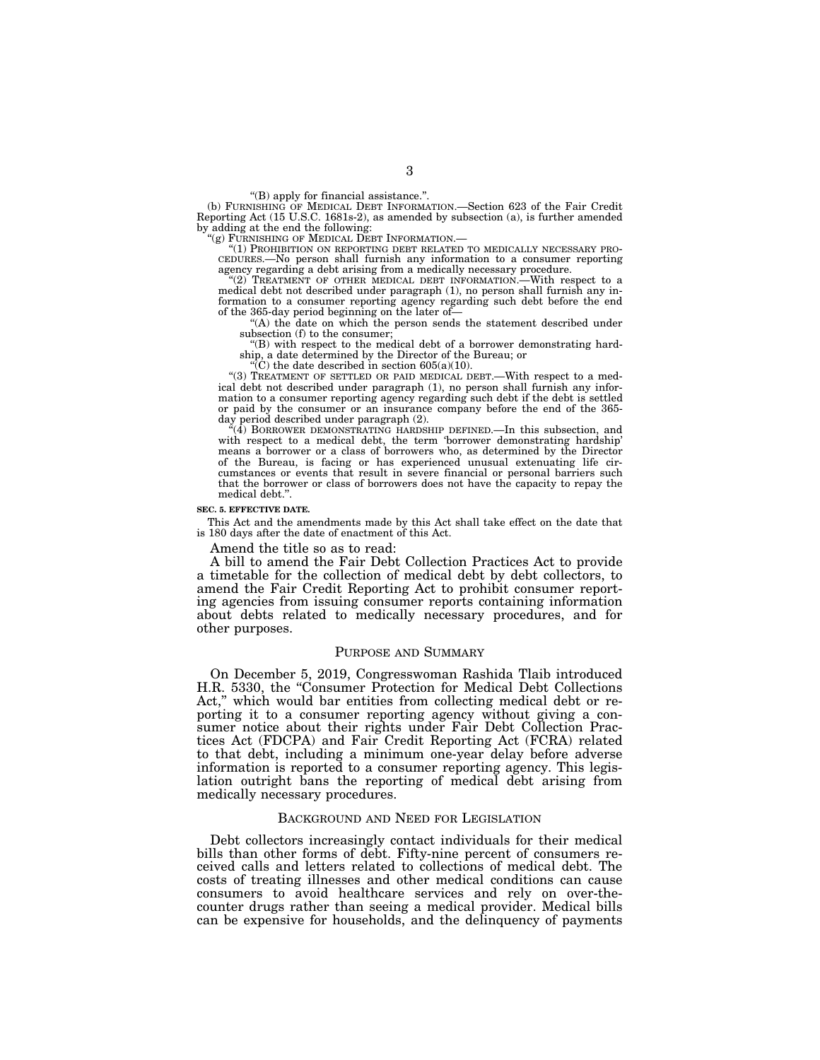"(B) apply for financial assistance.".

(b) FURNISHING OF MEDICAL DEBT INFORMATION.—Section 623 of the Fair Credit Reporting Act (15 U.S.C. 1681s-2), as amended by subsection (a), is further amended by adding at the end the following:

"(g) FURNISHING OF MEDICAL DEBT INFORMATION.—

"(1) PROHIBITION ON REPORTING DEBT RELATED TO MEDICALLY NECESSARY PROCEDURES.—No person shall furnish any information to a consumer reporting agency regarding a debt arising from a medically necessary procedure.

"(2) TREATMENT OF OTHER MEDICAL DEBT INFORMATION.—With respect to a medical debt not described under paragraph (1), no person shall furnish any information to a consumer reporting agency regarding such debt before the end of the 365-day period beginning on the later of—

"(A) the date on which the person sends the statement described under subsection (f) to the consumer;

"(B) with respect to the medical debt of a borrower demonstrating hardship, a date determined by the Director of the Bureau; or

"(C) the date described in section 605(a)(10).

"(3) TREATMENT OF SETTLED OR PAID MEDICAL DEBT.—With respect to a medical debt not described under paragraph (1), no person shall furnish any information to a consumer reporting agency regarding such debt if the debt is settled or paid by the consumer or an insurance company before the end of the 365-day period described under paragraph (2).

"(4) BORROWER DEMONSTRATING HARDSHIP DEFINED.—In this subsection, and with respect to a medical debt, the term 'borrower demonstrating hardship' means a borrower or a class of borrowers who, as determined by the Director of the Bureau, is facing or has experienced unusual extenuating life circumstances or events that result in severe financial or personal barriers such that the borrower or class of borrowers does not have the capacity to repay the medical debt.".

**SEC. 5. EFFECTIVE DATE.**

This Act and the amendments made by this Act shall take effect on the date that is 180 days after the date of enactment of this Act.

Amend the title so as to read:

A bill to amend the Fair Debt Collection Practices Act to provide a timetable for the collection of medical debt by debt collectors, to amend the Fair Credit Reporting Act to prohibit consumer reporting agencies from issuing consumer reports containing information about debts related to medically necessary procedures, and for other purposes.

## PURPOSE AND SUMMARY

On December 5, 2019, Congresswoman Rashida Tlaib introduced H.R. 5330, the "Consumer Protection for Medical Debt Collections Act," which would bar entities from collecting medical debt or reporting it to a consumer reporting agency without giving a consumer notice about their rights under Fair Debt Collection Practices Act (FDCPA) and Fair Credit Reporting Act (FCRA) related to that debt, including a minimum one-year delay before adverse information is reported to a consumer reporting agency. This legislation outright bans the reporting of medical debt arising from medically necessary procedures.

## BACKGROUND AND NEED FOR LEGISLATION

Debt collectors increasingly contact individuals for their medical bills than other forms of debt. Fifty-nine percent of consumers received calls and letters related to collections of medical debt. The costs of treating illnesses and other medical conditions can cause consumers to avoid healthcare services and rely on over-the-counter drugs rather than seeing a medical provider. Medical bills can be expensive for households, and the delinquency of payments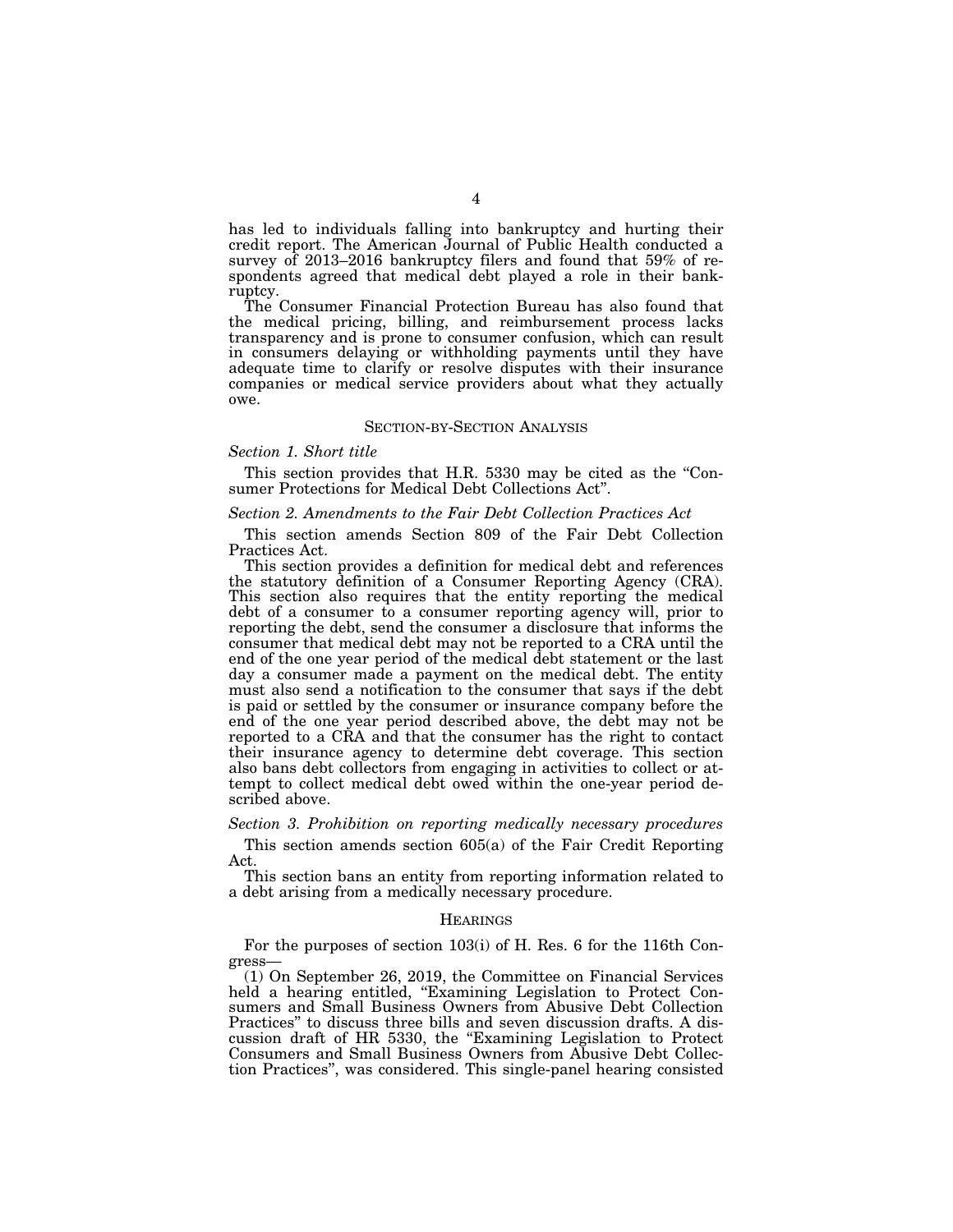has led to individuals falling into bankruptcy and hurting their credit report. The American Journal of Public Health conducted a survey of 2013–2016 bankruptcy filers and found that 59% of respondents agreed that medical debt played a role in their bankruptcy.

The Consumer Financial Protection Bureau has also found that the medical pricing, billing, and reimbursement process lacks transparency and is prone to consumer confusion, which can result in consumers delaying or withholding payments until they have adequate time to clarify or resolve disputes with their insurance companies or medical service providers about what they actually owe.

## SECTION-BY-SECTION ANALYSIS

### *Section 1. Short title*

This section provides that H.R. 5330 may be cited as the "Consumer Protections for Medical Debt Collections Act".

### *Section 2. Amendments to the Fair Debt Collection Practices Act*

This section amends Section 809 of the Fair Debt Collection Practices Act.

This section provides a definition for medical debt and references the statutory definition of a Consumer Reporting Agency (CRA). This section also requires that the entity reporting the medical debt of a consumer to a consumer reporting agency will, prior to reporting the debt, send the consumer a disclosure that informs the consumer that medical debt may not be reported to a CRA until the end of the one year period of the medical debt statement or the last day a consumer made a payment on the medical debt. The entity must also send a notification to the consumer that says if the debt is paid or settled by the consumer or insurance company before the end of the one year period described above, the debt may not be reported to a CRA and that the consumer has the right to contact their insurance agency to determine debt coverage. This section also bans debt collectors from engaging in activities to collect or attempt to collect medical debt owed within the one-year period described above.

### *Section 3. Prohibition on reporting medically necessary procedures*

This section amends section 605(a) of the Fair Credit Reporting Act.

This section bans an entity from reporting information related to a debt arising from a medically necessary procedure.

## HEARINGS

For the purposes of section 103(i) of H. Res. 6 for the 116th Congress—

(1) On September 26, 2019, the Committee on Financial Services held a hearing entitled, "Examining Legislation to Protect Consumers and Small Business Owners from Abusive Debt Collection Practices" to discuss three bills and seven discussion drafts. A discussion draft of HR 5330, the "Examining Legislation to Protect Consumers and Small Business Owners from Abusive Debt Collection Practices", was considered. This single-panel hearing consisted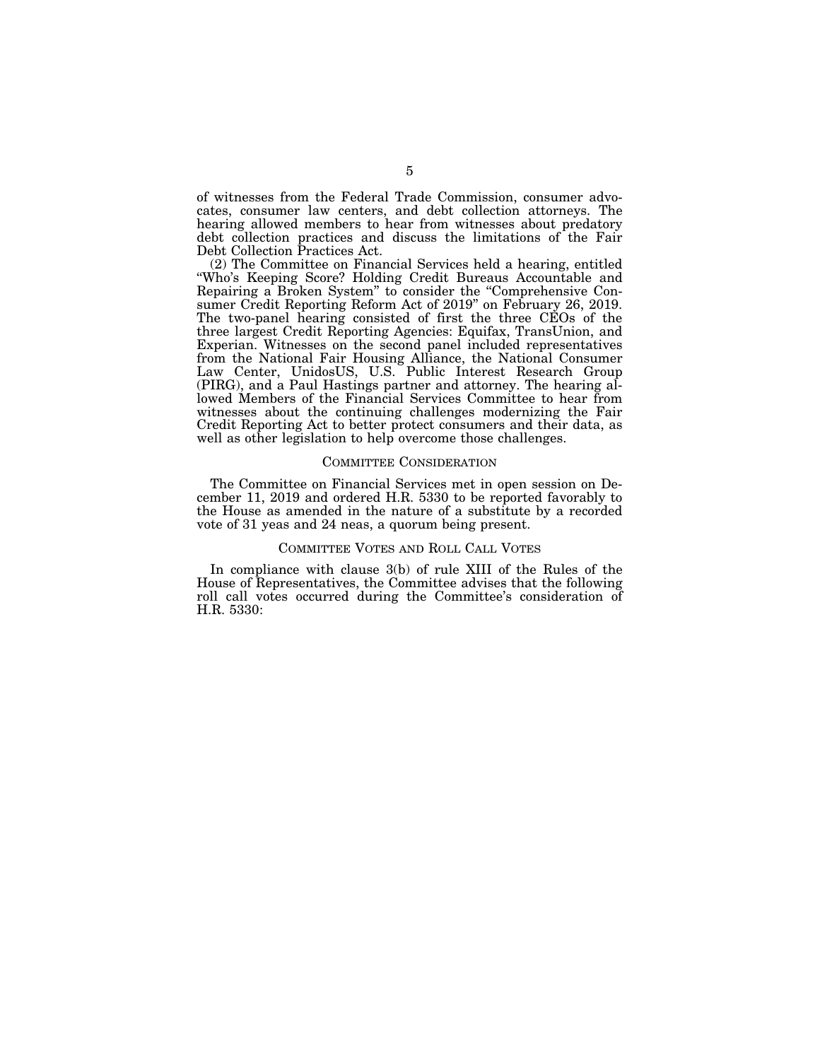of witnesses from the Federal Trade Commission, consumer advocates, consumer law centers, and debt collection attorneys. The hearing allowed members to hear from witnesses about predatory debt collection practices and discuss the limitations of the Fair Debt Collection Practices Act.

(2) The Committee on Financial Services held a hearing, entitled "Who's Keeping Score? Holding Credit Bureaus Accountable and Repairing a Broken System" to consider the "Comprehensive Consumer Credit Reporting Reform Act of 2019" on February 26, 2019. The two-panel hearing consisted of first the three CEOs of the three largest Credit Reporting Agencies: Equifax, TransUnion, and Experian. Witnesses on the second panel included representatives from the National Fair Housing Alliance, the National Consumer Law Center, UnidosUS, U.S. Public Interest Research Group (PIRG), and a Paul Hastings partner and attorney. The hearing allowed Members of the Financial Services Committee to hear from witnesses about the continuing challenges modernizing the Fair Credit Reporting Act to better protect consumers and their data, as well as other legislation to help overcome those challenges.

## COMMITTEE CONSIDERATION

The Committee on Financial Services met in open session on December 11, 2019 and ordered H.R. 5330 to be reported favorably to the House as amended in the nature of a substitute by a recorded vote of 31 yeas and 24 neas, a quorum being present.

## COMMITTEE VOTES AND ROLL CALL VOTES

In compliance with clause 3(b) of rule XIII of the Rules of the House of Representatives, the Committee advises that the following roll call votes occurred during the Committee's consideration of H.R. 5330: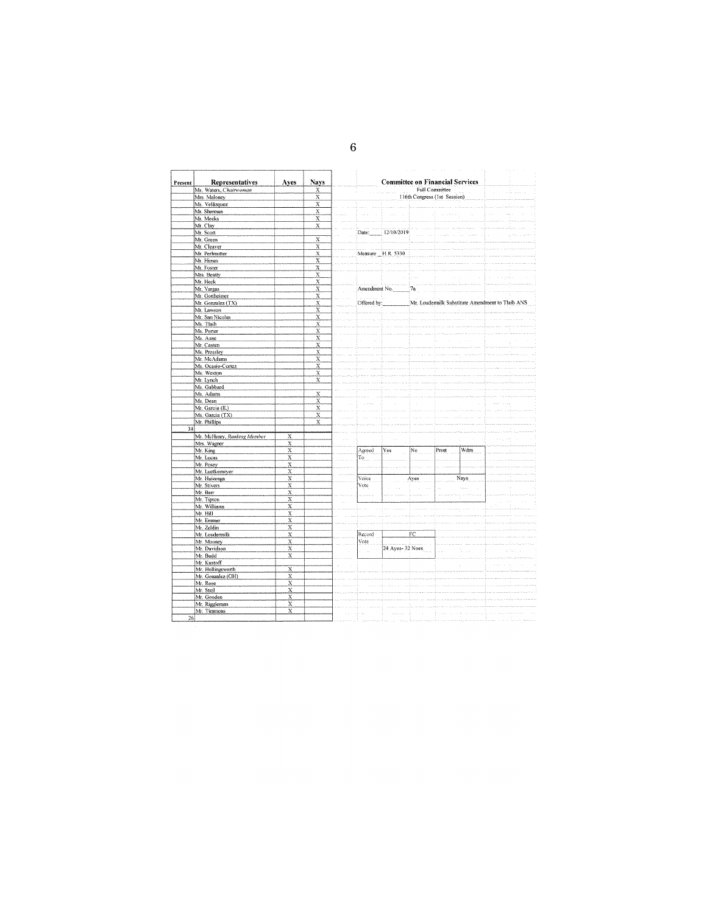| Present | Representatives | Ayes | Nays |
|---|---|---|---|
| | Ms. Waters, *Chairwoman* | | X |
| | Mrs. Maloney | | X |
| | Ms. Velázquez | | X |
| | Mr. Sherman | | X |
| | Mr. Meeks | | X |
| | Mr. Clay | | X |
| | Mr. Scott | | |
| | Mr. Green | | X |
| | Mr. Cleaver | | X |
| | Mr. Perlmutter | | X |
| | Mr. Himes | | X |
| | Mr. Foster | | X |
| | Mrs. Beatty | | X |
| | Mr. Heck | | X |
| | Mr. Vargas | | X |
| | Mr. Gottheimer | | X |
| | Mr. Gonzalez (TX) | | X |
| | Mr. Lawson | | X |
| | Mr. San Nicolas | | X |
| | Ms. Tlaib | | X |
| | Ms. Porter | | X |
| | Ms. Axne | | X |
| | Mr. Casten | | X |
| | Ms. Pressley | | X |
| | Mr. McAdams | | X |
| | Ms. Ocasio-Cortez | | X |
| | Ms. Wexton | | X |
| | Mr. Lynch | | X |
| | Ms. Gabbard | | |
| | Ms. Adams | | X |
| | Ms. Dean | | X |
| | Mr. Garcia (IL) | | X |
| | Ms. Garcia (TX) | | X |
| | Mr. Phillips | | X |
| 34 | | | |
| | Mr. McHenry, *Ranking Member* | X | |
| | Mrs. Wagner | X | |
| | Mr. King | X | |
| | Mr. Lucas | X | |
| | Mr. Posey | X | |
| | Mr. Luetkemeyer | X | |
| | Mr. Huizenga | X | |
| | Mr. Stivers | X | |
| | Mr. Barr | X | |
| | Mr. Tipton | X | |
| | Mr. Williams | X | |
| | Mr. Hill | X | |
| | Mr. Emmer | X | |
| | Mr. Zeldin | X | |
| | Mr. Loudermilk | X | |
| | Mr. Mooney | X | |
| | Mr. Davidson | X | |
| | Mr. Budd | X | |
| | Mr. Kustoff | | |
| | Mr. Hollingsworth | X | |
| | Mr. Gonzalez (OH) | X | |
| | Mr. Rose | X | |
| | Mr. Steil | X | |
| | Mr. Gooden | X | |
| | Mr. Riggleman | X | |
| | Mr. Timmons | X | |
| 26 | | | |

**Committee on Financial Services**

Full Committee

116th Congress (1st Session)

Date: 12/10/2019

Measure H.R. 5330

Amendment No. 7a

Offered by: Mr. Loudermilk Substitute Amendment to Tlaib ANS

| Agreed To | Yes | No | Prsnt | Wdrn |
|---|---|---|---|---|
| | | | | |

| Voice Vote | Ayes | Nays |
|---|---|---|
| | | |

| Record Vote | FC |
|---|---|
| | 24 Ayes- 32 Noes |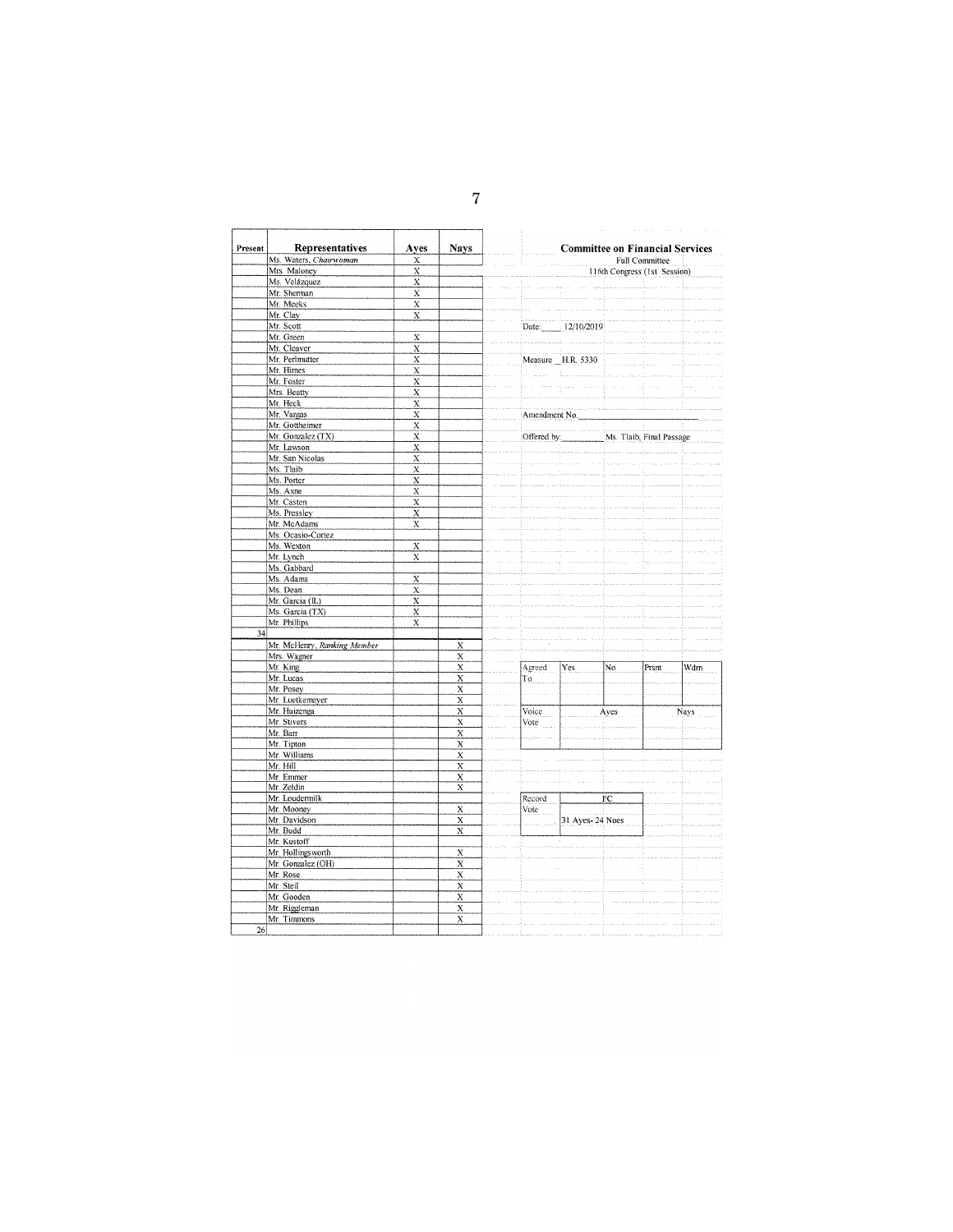**Committee on Financial Services**
Full Committee
116th Congress (1st Session)

Date: 12/10/2019

Measure H.R. 5330

Amendment No.

Offered by: Ms. Tlaib, Final Passage

| Present | Representatives | Ayes | Nays |
|---|---|---|---|
| | Ms. Waters, *Chairwoman* | X | |
| | Mrs. Maloney | X | |
| | Ms. Velázquez | X | |
| | Mr. Sherman | X | |
| | Mr. Meeks | X | |
| | Mr. Clay | X | |
| | Mr. Scott | | |
| | Mr. Green | X | |
| | Mr. Cleaver | X | |
| | Mr. Perlmutter | X | |
| | Mr. Himes | X | |
| | Mr. Foster | X | |
| | Mrs. Beatty | X | |
| | Mr. Heck | X | |
| | Mr. Vargas | X | |
| | Mr. Gottheimer | X | |
| | Mr. Gonzalez (TX) | X | |
| | Mr. Lawson | X | |
| | Mr. San Nicolas | X | |
| | Ms. Tlaib | X | |
| | Ms. Porter | X | |
| | Ms. Axne | X | |
| | Mr. Casten | X | |
| | Ms. Pressley | X | |
| | Mr. McAdams | X | |
| | Ms. Ocasio-Cortez | | |
| | Ms. Wexton | X | |
| | Mr. Lynch | X | |
| | Ms. Gabbard | | |
| | Ms. Adams | X | |
| | Ms. Dean | X | |
| | Mr. Garcia (IL) | X | |
| | Ms. Garcia (TX) | X | |
| | Mr. Phillips | X | |
| 34 | | | |
| | Mr. McHenry, *Ranking Member* | | X |
| | Mrs. Wagner | | X |
| | Mr. King | | X |
| | Mr. Lucas | | X |
| | Mr. Posey | | X |
| | Mr. Luetkemeyer | | X |
| | Mr. Huizenga | | X |
| | Mr. Stivers | | X |
| | Mr. Barr | | X |
| | Mr. Tipton | | X |
| | Mr. Williams | | X |
| | Mr. Hill | | X |
| | Mr. Emmer | | X |
| | Mr. Zeldin | | X |
| | Mr. Loudermilk | | |
| | Mr. Mooney | | X |
| | Mr. Davidson | | X |
| | Mr. Budd | | X |
| | Mr. Kustoff | | |
| | Mr. Hollingsworth | | X |
| | Mr. Gonzalez (OH) | | X |
| | Mr. Rose | | X |
| | Mr. Steil | | X |
| | Mr. Gooden | | X |
| | Mr. Riggleman | | X |
| | Mr. Timmons | | X |
| 26 | | | |

| Agreed To | Yes | No | Prsnt | Wdrn |
|---|---|---|---|---|
| | | | | |

| Voice Vote | Ayes | Nays |
|---|---|---|
| | | |

| Record Vote | FC |
|---|---|
| | 31 Ayes- 24 Noes |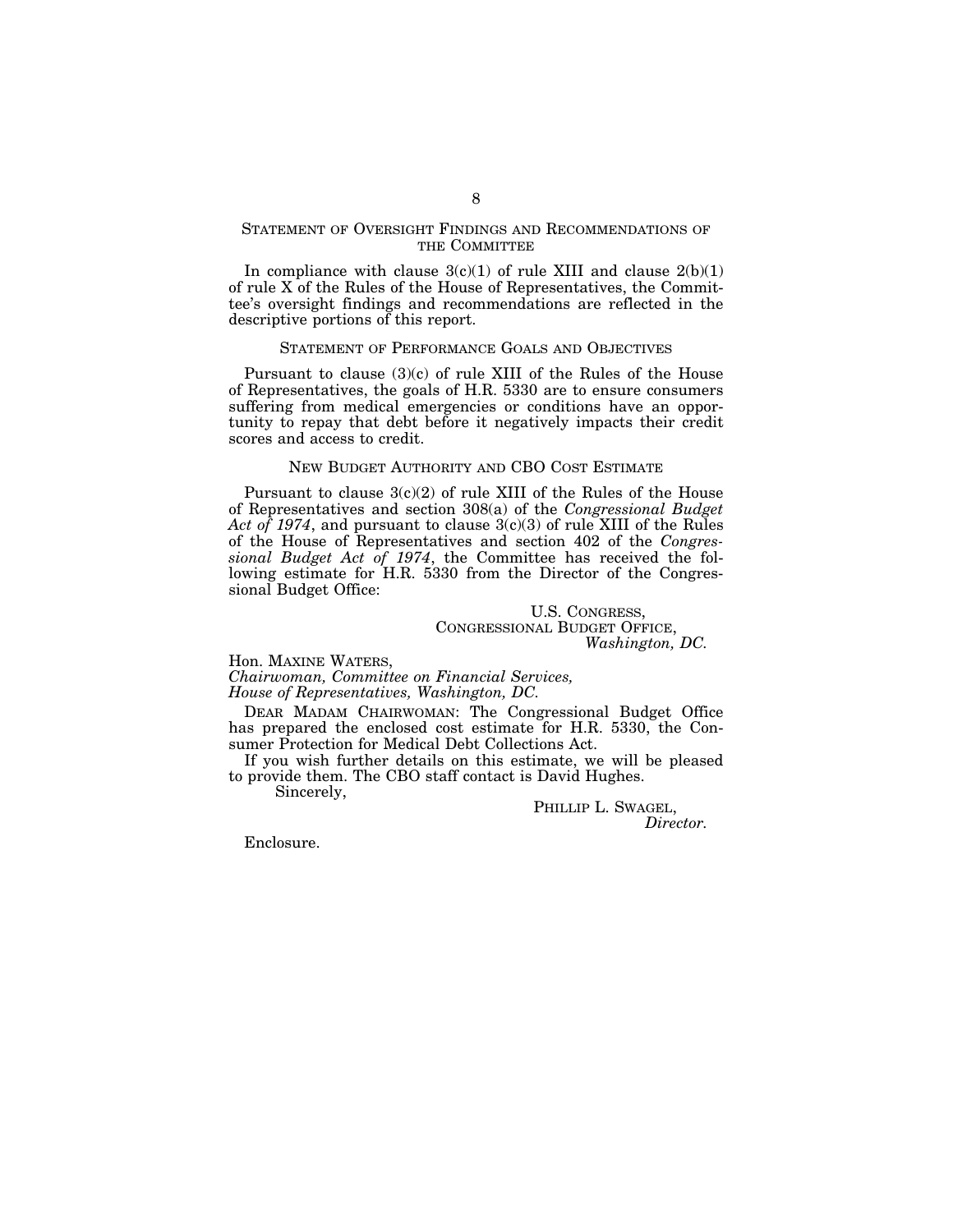## Statement of Oversight Findings and Recommendations of the Committee

In compliance with clause 3(c)(1) of rule XIII and clause 2(b)(1) of rule X of the Rules of the House of Representatives, the Committee's oversight findings and recommendations are reflected in the descriptive portions of this report.

## Statement of Performance Goals and Objectives

Pursuant to clause (3)(c) of rule XIII of the Rules of the House of Representatives, the goals of H.R. 5330 are to ensure consumers suffering from medical emergencies or conditions have an opportunity to repay that debt before it negatively impacts their credit scores and access to credit.

## New Budget Authority and CBO Cost Estimate

Pursuant to clause 3(c)(2) of rule XIII of the Rules of the House of Representatives and section 308(a) of the *Congressional Budget Act of 1974*, and pursuant to clause 3(c)(3) of rule XIII of the Rules of the House of Representatives and section 402 of the *Congressional Budget Act of 1974*, the Committee has received the following estimate for H.R. 5330 from the Director of the Congressional Budget Office:

U.S. Congress,
Congressional Budget Office,
*Washington, DC.*

Hon. Maxine Waters,
*Chairwoman, Committee on Financial Services,*
*House of Representatives, Washington, DC.*

Dear Madam Chairwoman: The Congressional Budget Office has prepared the enclosed cost estimate for H.R. 5330, the Consumer Protection for Medical Debt Collections Act.

If you wish further details on this estimate, we will be pleased to provide them. The CBO staff contact is David Hughes.

Sincerely,

Phillip L. Swagel,
*Director.*

Enclosure.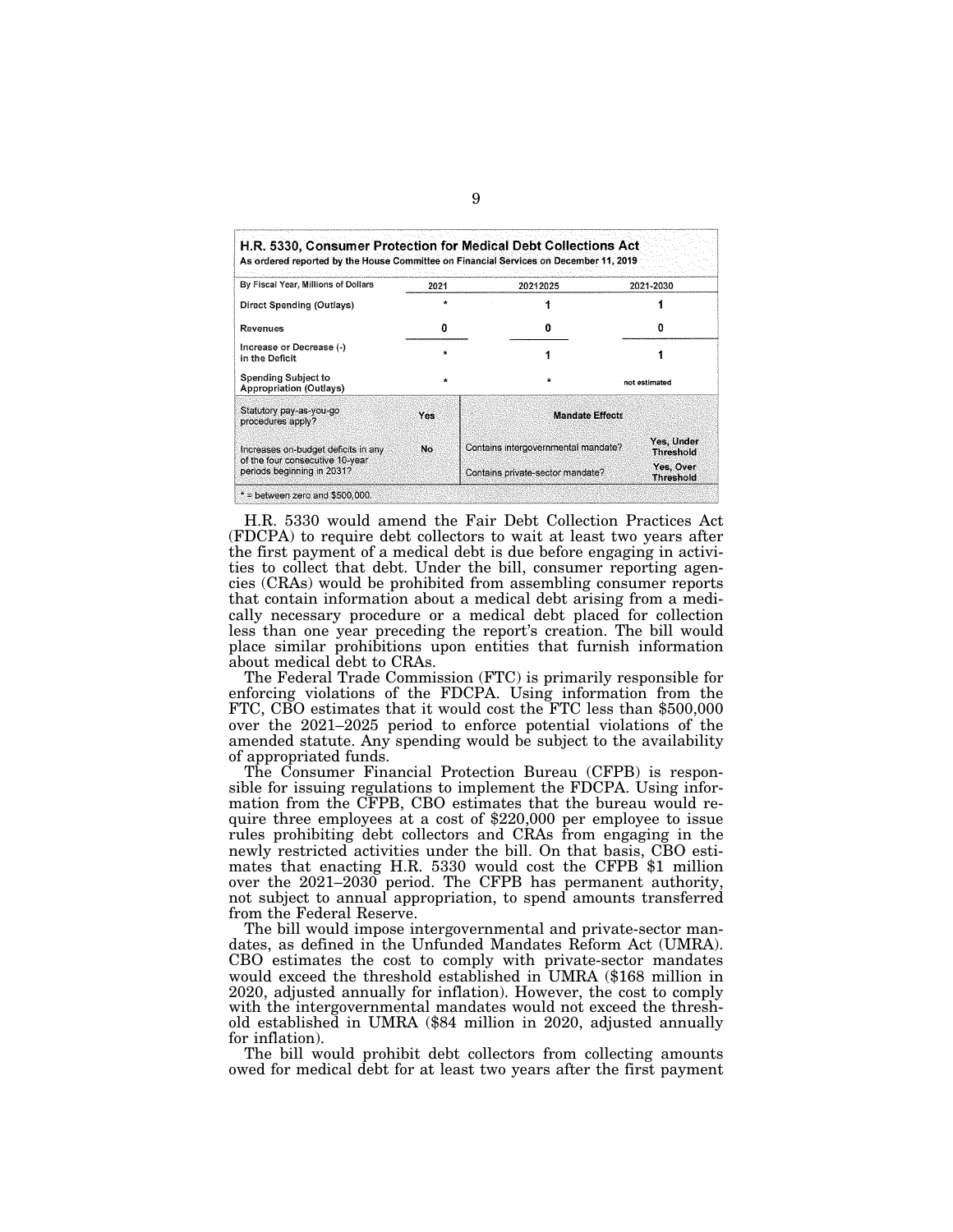**H.R. 5330, Consumer Protection for Medical Debt Collections Act**
As ordered reported by the House Committee on Financial Services on December 11, 2019

| By Fiscal Year, Millions of Dollars | 2021 | 20212025 | 2021-2030 |
|---|---|---|---|
| Direct Spending (Outlays) | * | 1 | 1 |
| Revenues | 0 | 0 | 0 |
| Increase or Decrease (-) in the Deficit | * | 1 | 1 |
| Spending Subject to Appropriation (Outlays) | * | * | not estimated |
| Statutory pay-as-you-go procedures apply? | Yes | **Mandate Effects** | |
| Increases on-budget deficits in any of the four consecutive 10-year periods beginning in 2031? | No | Contains intergovernmental mandate? | Yes, Under Threshold |
| | | Contains private-sector mandate? | Yes, Over Threshold |

* = between zero and $500,000.

H.R. 5330 would amend the Fair Debt Collection Practices Act (FDCPA) to require debt collectors to wait at least two years after the first payment of a medical debt is due before engaging in activities to collect that debt. Under the bill, consumer reporting agencies (CRAs) would be prohibited from assembling consumer reports that contain information about a medical debt arising from a medically necessary procedure or a medical debt placed for collection less than one year preceding the report's creation. The bill would place similar prohibitions upon entities that furnish information about medical debt to CRAs.

The Federal Trade Commission (FTC) is primarily responsible for enforcing violations of the FDCPA. Using information from the FTC, CBO estimates that it would cost the FTC less than $500,000 over the 2021–2025 period to enforce potential violations of the amended statute. Any spending would be subject to the availability of appropriated funds.

The Consumer Financial Protection Bureau (CFPB) is responsible for issuing regulations to implement the FDCPA. Using information from the CFPB, CBO estimates that the bureau would require three employees at a cost of $220,000 per employee to issue rules prohibiting debt collectors and CRAs from engaging in the newly restricted activities under the bill. On that basis, CBO estimates that enacting H.R. 5330 would cost the CFPB $1 million over the 2021–2030 period. The CFPB has permanent authority, not subject to annual appropriation, to spend amounts transferred from the Federal Reserve.

The bill would impose intergovernmental and private-sector mandates, as defined in the Unfunded Mandates Reform Act (UMRA). CBO estimates the cost to comply with private-sector mandates would exceed the threshold established in UMRA ($168 million in 2020, adjusted annually for inflation). However, the cost to comply with the intergovernmental mandates would not exceed the threshold established in UMRA ($84 million in 2020, adjusted annually for inflation).

The bill would prohibit debt collectors from collecting amounts owed for medical debt for at least two years after the first payment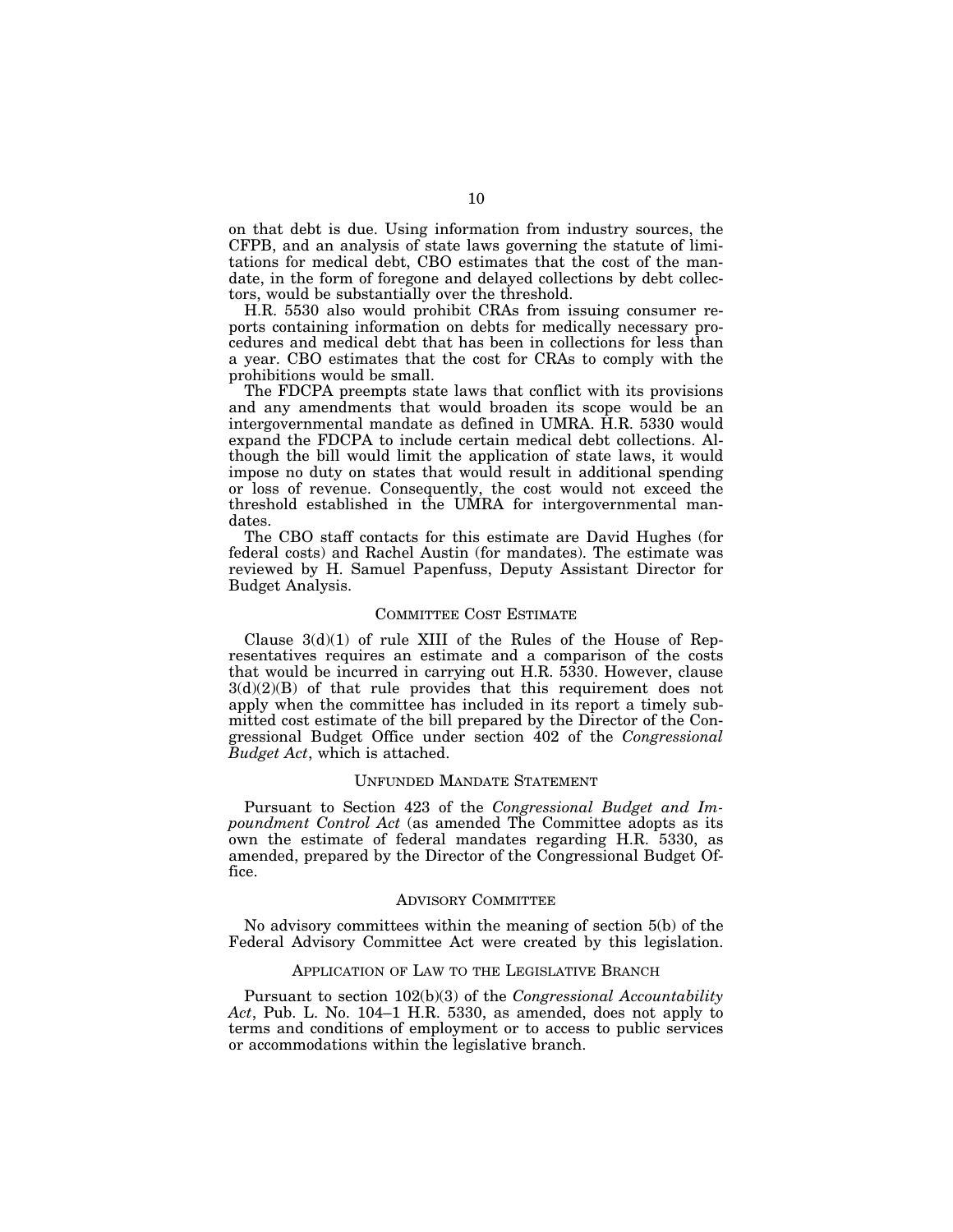on that debt is due. Using information from industry sources, the CFPB, and an analysis of state laws governing the statute of limitations for medical debt, CBO estimates that the cost of the mandate, in the form of foregone and delayed collections by debt collectors, would be substantially over the threshold.

H.R. 5530 also would prohibit CRAs from issuing consumer reports containing information on debts for medically necessary procedures and medical debt that has been in collections for less than a year. CBO estimates that the cost for CRAs to comply with the prohibitions would be small.

The FDCPA preempts state laws that conflict with its provisions and any amendments that would broaden its scope would be an intergovernmental mandate as defined in UMRA. H.R. 5330 would expand the FDCPA to include certain medical debt collections. Although the bill would limit the application of state laws, it would impose no duty on states that would result in additional spending or loss of revenue. Consequently, the cost would not exceed the threshold established in the UMRA for intergovernmental mandates.

The CBO staff contacts for this estimate are David Hughes (for federal costs) and Rachel Austin (for mandates). The estimate was reviewed by H. Samuel Papenfuss, Deputy Assistant Director for Budget Analysis.

## COMMITTEE COST ESTIMATE

Clause 3(d)(1) of rule XIII of the Rules of the House of Representatives requires an estimate and a comparison of the costs that would be incurred in carrying out H.R. 5330. However, clause 3(d)(2)(B) of that rule provides that this requirement does not apply when the committee has included in its report a timely submitted cost estimate of the bill prepared by the Director of the Congressional Budget Office under section 402 of the *Congressional Budget Act*, which is attached.

## UNFUNDED MANDATE STATEMENT

Pursuant to Section 423 of the *Congressional Budget and Impoundment Control Act* (as amended The Committee adopts as its own the estimate of federal mandates regarding H.R. 5330, as amended, prepared by the Director of the Congressional Budget Office.

## ADVISORY COMMITTEE

No advisory committees within the meaning of section 5(b) of the Federal Advisory Committee Act were created by this legislation.

## APPLICATION OF LAW TO THE LEGISLATIVE BRANCH

Pursuant to section 102(b)(3) of the *Congressional Accountability Act*, Pub. L. No. 104–1 H.R. 5330, as amended, does not apply to terms and conditions of employment or to access to public services or accommodations within the legislative branch.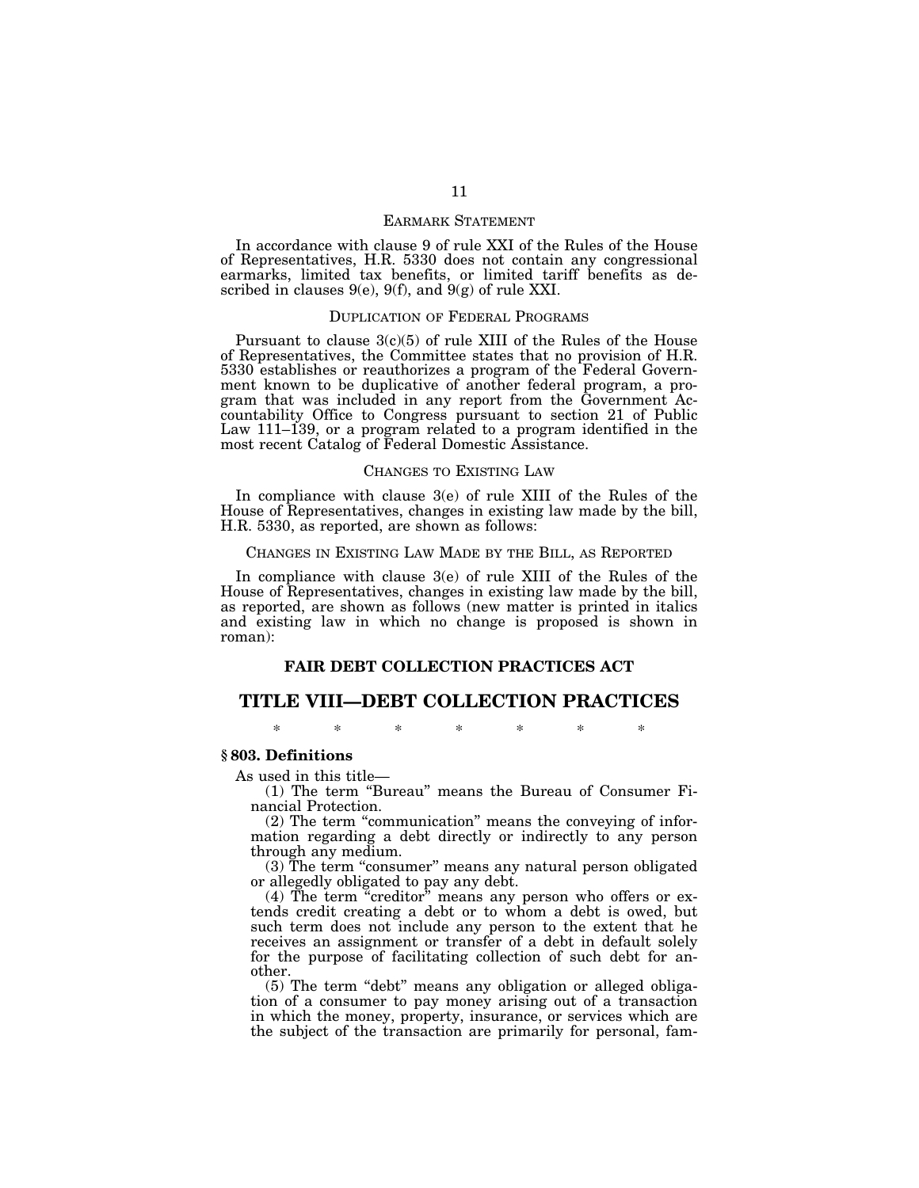## Earmark Statement

In accordance with clause 9 of rule XXI of the Rules of the House of Representatives, H.R. 5330 does not contain any congressional earmarks, limited tax benefits, or limited tariff benefits as described in clauses 9(e), 9(f), and 9(g) of rule XXI.

## Duplication of Federal Programs

Pursuant to clause 3(c)(5) of rule XIII of the Rules of the House of Representatives, the Committee states that no provision of H.R. 5330 establishes or reauthorizes a program of the Federal Government known to be duplicative of another federal program, a program that was included in any report from the Government Accountability Office to Congress pursuant to section 21 of Public Law 111–139, or a program related to a program identified in the most recent Catalog of Federal Domestic Assistance.

## Changes to Existing Law

In compliance with clause 3(e) of rule XIII of the Rules of the House of Representatives, changes in existing law made by the bill, H.R. 5330, as reported, are shown as follows:

## Changes in Existing Law Made by the Bill, as Reported

In compliance with clause 3(e) of rule XIII of the Rules of the House of Representatives, changes in existing law made by the bill, as reported, are shown as follows (new matter is printed in italics and existing law in which no change is proposed is shown in roman):

**FAIR DEBT COLLECTION PRACTICES ACT**

# TITLE VIII—DEBT COLLECTION PRACTICES

\* \* \* \* \* \* \*

**§ 803. Definitions**

As used in this title—

(1) The term "Bureau" means the Bureau of Consumer Financial Protection.

(2) The term "communication" means the conveying of information regarding a debt directly or indirectly to any person through any medium.

(3) The term "consumer" means any natural person obligated or allegedly obligated to pay any debt.

(4) The term "creditor" means any person who offers or extends credit creating a debt or to whom a debt is owed, but such term does not include any person to the extent that he receives an assignment or transfer of a debt in default solely for the purpose of facilitating collection of such debt for another.

(5) The term "debt" means any obligation or alleged obligation of a consumer to pay money arising out of a transaction in which the money, property, insurance, or services which are the subject of the transaction are primarily for personal, fam-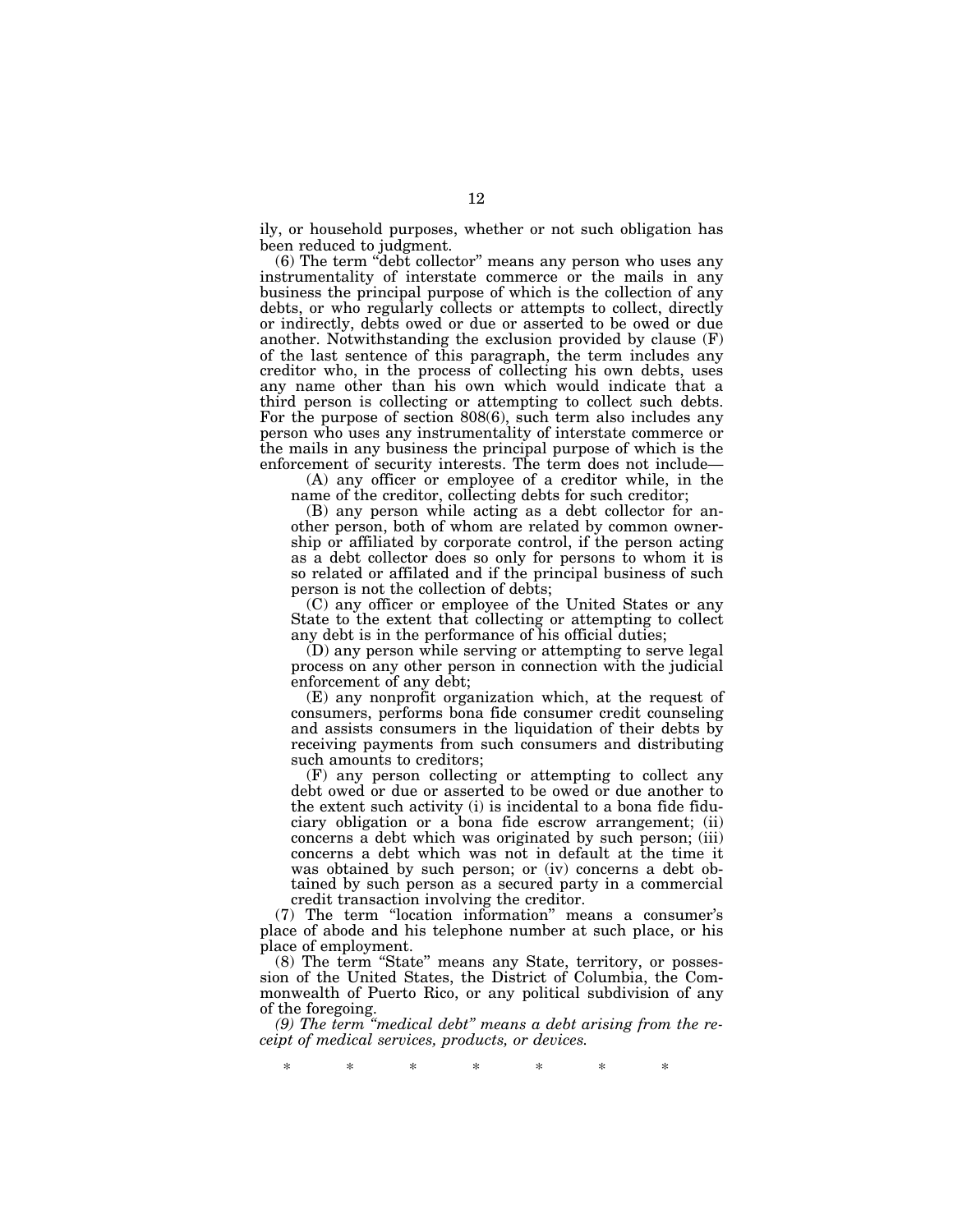ily, or household purposes, whether or not such obligation has been reduced to judgment.

(6) The term "debt collector" means any person who uses any instrumentality of interstate commerce or the mails in any business the principal purpose of which is the collection of any debts, or who regularly collects or attempts to collect, directly or indirectly, debts owed or due or asserted to be owed or due another. Notwithstanding the exclusion provided by clause (F) of the last sentence of this paragraph, the term includes any creditor who, in the process of collecting his own debts, uses any name other than his own which would indicate that a third person is collecting or attempting to collect such debts. For the purpose of section 808(6), such term also includes any person who uses any instrumentality of interstate commerce or the mails in any business the principal purpose of which is the enforcement of security interests. The term does not include—

(A) any officer or employee of a creditor while, in the name of the creditor, collecting debts for such creditor;

(B) any person while acting as a debt collector for another person, both of whom are related by common ownership or affiliated by corporate control, if the person acting as a debt collector does so only for persons to whom it is so related or affilated and if the principal business of such person is not the collection of debts;

(C) any officer or employee of the United States or any State to the extent that collecting or attempting to collect any debt is in the performance of his official duties;

(D) any person while serving or attempting to serve legal process on any other person in connection with the judicial enforcement of any debt;

(E) any nonprofit organization which, at the request of consumers, performs bona fide consumer credit counseling and assists consumers in the liquidation of their debts by receiving payments from such consumers and distributing such amounts to creditors;

(F) any person collecting or attempting to collect any debt owed or due or asserted to be owed or due another to the extent such activity (i) is incidental to a bona fide fiduciary obligation or a bona fide escrow arrangement; (ii) concerns a debt which was originated by such person; (iii) concerns a debt which was not in default at the time it was obtained by such person; or (iv) concerns a debt obtained by such person as a secured party in a commercial credit transaction involving the creditor.

(7) The term "location information" means a consumer's place of abode and his telephone number at such place, or his place of employment.

(8) The term "State" means any State, territory, or possession of the United States, the District of Columbia, the Commonwealth of Puerto Rico, or any political subdivision of any of the foregoing.

*(9) The term "medical debt" means a debt arising from the receipt of medical services, products, or devices.*

\* \* \* \* \* \* \*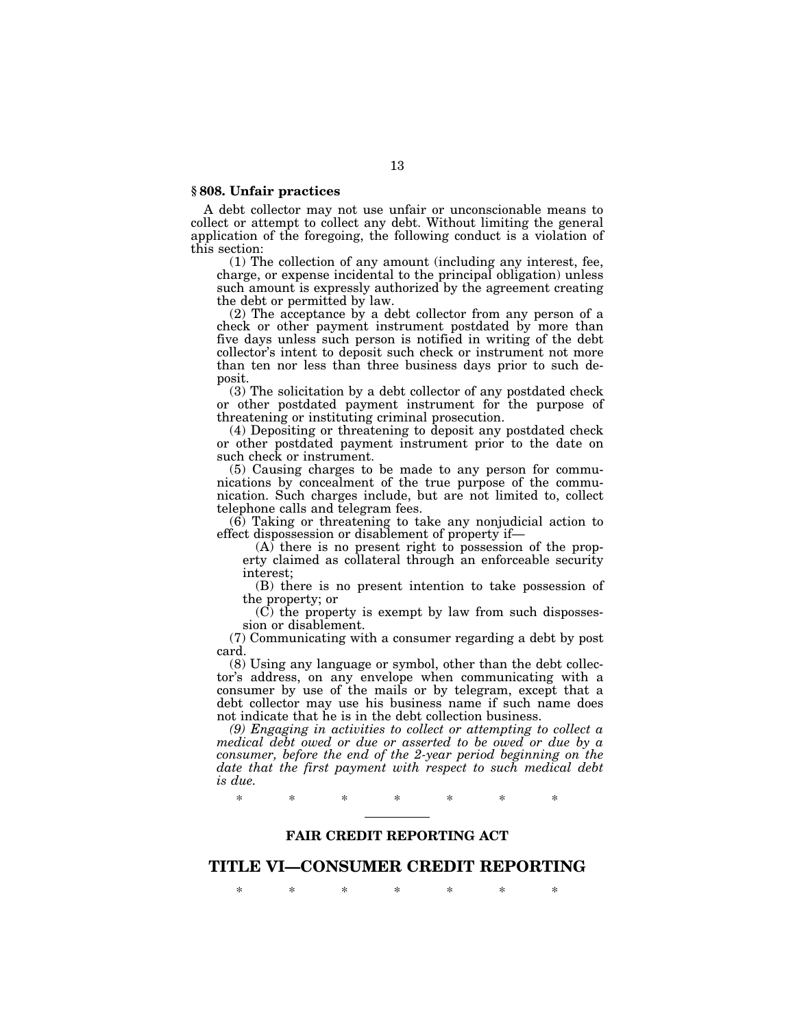**§ 808. Unfair practices**

A debt collector may not use unfair or unconscionable means to collect or attempt to collect any debt. Without limiting the general application of the foregoing, the following conduct is a violation of this section:

(1) The collection of any amount (including any interest, fee, charge, or expense incidental to the principal obligation) unless such amount is expressly authorized by the agreement creating the debt or permitted by law.

(2) The acceptance by a debt collector from any person of a check or other payment instrument postdated by more than five days unless such person is notified in writing of the debt collector's intent to deposit such check or instrument not more than ten nor less than three business days prior to such deposit.

(3) The solicitation by a debt collector of any postdated check or other postdated payment instrument for the purpose of threatening or instituting criminal prosecution.

(4) Depositing or threatening to deposit any postdated check or other postdated payment instrument prior to the date on such check or instrument.

(5) Causing charges to be made to any person for communications by concealment of the true purpose of the communication. Such charges include, but are not limited to, collect telephone calls and telegram fees.

(6) Taking or threatening to take any nonjudicial action to effect dispossession or disablement of property if—

(A) there is no present right to possession of the property claimed as collateral through an enforceable security interest;

(B) there is no present intention to take possession of the property; or

(C) the property is exempt by law from such dispossession or disablement.

(7) Communicating with a consumer regarding a debt by post card.

(8) Using any language or symbol, other than the debt collector's address, on any envelope when communicating with a consumer by use of the mails or by telegram, except that a debt collector may use his business name if such name does not indicate that he is in the debt collection business.

*(9) Engaging in activities to collect or attempting to collect a medical debt owed or due or asserted to be owed or due by a consumer, before the end of the 2-year period beginning on the date that the first payment with respect to such medical debt is due.*

\* \* \* \* \* \* \*

---

## FAIR CREDIT REPORTING ACT

# TITLE VI—CONSUMER CREDIT REPORTING

\* \* \* \* \* \* \*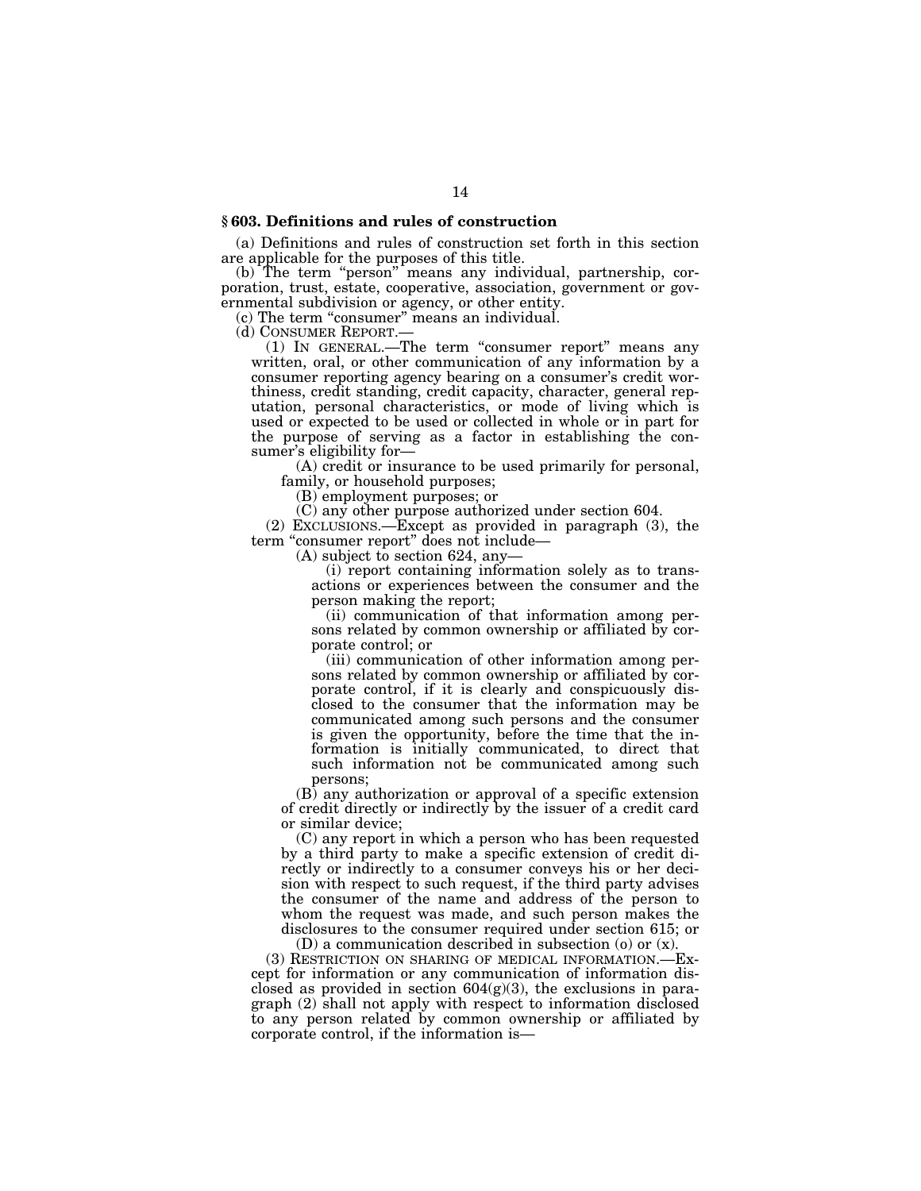## § 603. Definitions and rules of construction

(a) Definitions and rules of construction set forth in this section are applicable for the purposes of this title.

(b) The term "person" means any individual, partnership, corporation, trust, estate, cooperative, association, government or governmental subdivision or agency, or other entity.

(c) The term "consumer" means an individual.

(d) CONSUMER REPORT.—

(1) IN GENERAL.—The term "consumer report" means any written, oral, or other communication of any information by a consumer reporting agency bearing on a consumer's credit worthiness, credit standing, credit capacity, character, general reputation, personal characteristics, or mode of living which is used or expected to be used or collected in whole or in part for the purpose of serving as a factor in establishing the consumer's eligibility for—

(A) credit or insurance to be used primarily for personal, family, or household purposes;

(B) employment purposes; or

(C) any other purpose authorized under section 604.

(2) EXCLUSIONS.—Except as provided in paragraph (3), the term "consumer report" does not include—

(A) subject to section 624, any—

(i) report containing information solely as to transactions or experiences between the consumer and the person making the report;

(ii) communication of that information among persons related by common ownership or affiliated by corporate control; or

(iii) communication of other information among persons related by common ownership or affiliated by corporate control, if it is clearly and conspicuously disclosed to the consumer that the information may be communicated among such persons and the consumer is given the opportunity, before the time that the information is initially communicated, to direct that such information not be communicated among such persons;

(B) any authorization or approval of a specific extension of credit directly or indirectly by the issuer of a credit card or similar device;

(C) any report in which a person who has been requested by a third party to make a specific extension of credit directly or indirectly to a consumer conveys his or her decision with respect to such request, if the third party advises the consumer of the name and address of the person to whom the request was made, and such person makes the disclosures to the consumer required under section 615; or

(D) a communication described in subsection (o) or (x).

(3) RESTRICTION ON SHARING OF MEDICAL INFORMATION.—Except for information or any communication of information disclosed as provided in section 604(g)(3), the exclusions in paragraph (2) shall not apply with respect to information disclosed to any person related by common ownership or affiliated by corporate control, if the information is—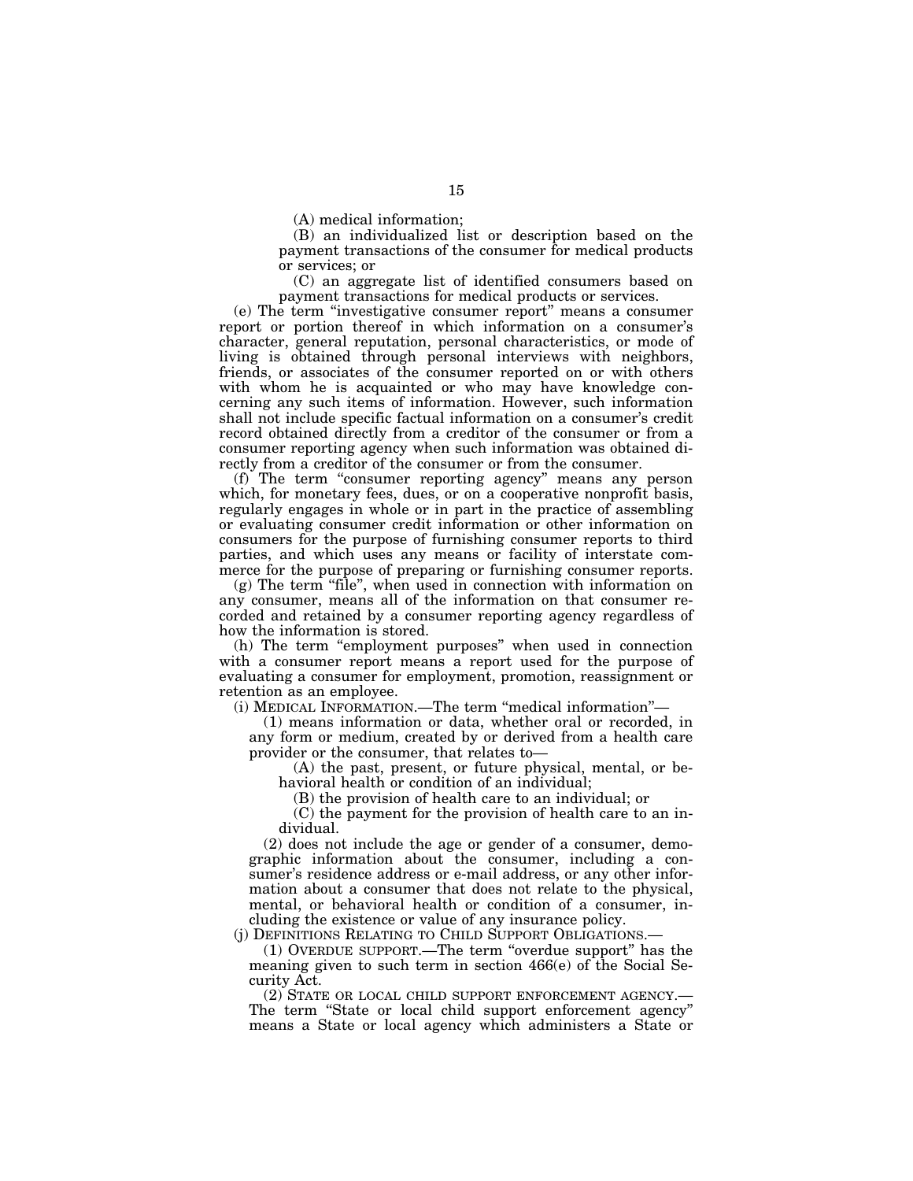(A) medical information;

(B) an individualized list or description based on the payment transactions of the consumer for medical products or services; or

(C) an aggregate list of identified consumers based on payment transactions for medical products or services.

(e) The term "investigative consumer report" means a consumer report or portion thereof in which information on a consumer's character, general reputation, personal characteristics, or mode of living is obtained through personal interviews with neighbors, friends, or associates of the consumer reported on or with others with whom he is acquainted or who may have knowledge concerning any such items of information. However, such information shall not include specific factual information on a consumer's credit record obtained directly from a creditor of the consumer or from a consumer reporting agency when such information was obtained directly from a creditor of the consumer or from the consumer.

(f) The term "consumer reporting agency" means any person which, for monetary fees, dues, or on a cooperative nonprofit basis, regularly engages in whole or in part in the practice of assembling or evaluating consumer credit information or other information on consumers for the purpose of furnishing consumer reports to third parties, and which uses any means or facility of interstate commerce for the purpose of preparing or furnishing consumer reports.

(g) The term "file", when used in connection with information on any consumer, means all of the information on that consumer recorded and retained by a consumer reporting agency regardless of how the information is stored.

(h) The term "employment purposes" when used in connection with a consumer report means a report used for the purpose of evaluating a consumer for employment, promotion, reassignment or retention as an employee.

(i) MEDICAL INFORMATION.—The term "medical information"—

(1) means information or data, whether oral or recorded, in any form or medium, created by or derived from a health care provider or the consumer, that relates to—

(A) the past, present, or future physical, mental, or behavioral health or condition of an individual;

(B) the provision of health care to an individual; or

(C) the payment for the provision of health care to an individual.

(2) does not include the age or gender of a consumer, demographic information about the consumer, including a consumer's residence address or e-mail address, or any other information about a consumer that does not relate to the physical, mental, or behavioral health or condition of a consumer, including the existence or value of any insurance policy.

(j) DEFINITIONS RELATING TO CHILD SUPPORT OBLIGATIONS.—

(1) OVERDUE SUPPORT.—The term "overdue support" has the meaning given to such term in section 466(e) of the Social Security Act.

(2) STATE OR LOCAL CHILD SUPPORT ENFORCEMENT AGENCY.—The term "State or local child support enforcement agency" means a State or local agency which administers a State or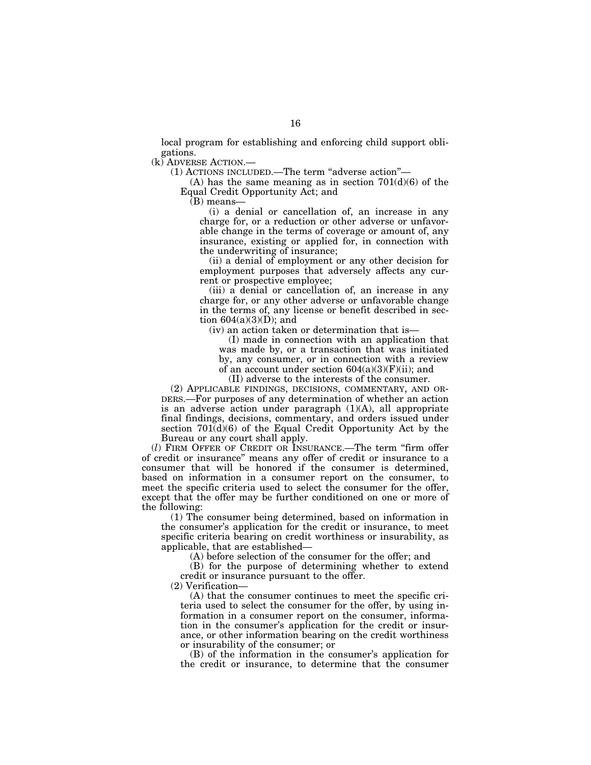local program for establishing and enforcing child support obligations.

(k) ADVERSE ACTION.—

(1) ACTIONS INCLUDED.—The term "adverse action"—

(A) has the same meaning as in section 701(d)(6) of the Equal Credit Opportunity Act; and

(B) means—

(i) a denial or cancellation of, an increase in any charge for, or a reduction or other adverse or unfavorable change in the terms of coverage or amount of, any insurance, existing or applied for, in connection with the underwriting of insurance;

(ii) a denial of employment or any other decision for employment purposes that adversely affects any current or prospective employee;

(iii) a denial or cancellation of, an increase in any charge for, or any other adverse or unfavorable change in the terms of, any license or benefit described in section 604(a)(3)(D); and

(iv) an action taken or determination that is—

(I) made in connection with an application that was made by, or a transaction that was initiated by, any consumer, or in connection with a review of an account under section 604(a)(3)(F)(ii); and

(II) adverse to the interests of the consumer.

(2) APPLICABLE FINDINGS, DECISIONS, COMMENTARY, AND ORDERS.—For purposes of any determination of whether an action is an adverse action under paragraph (1)(A), all appropriate final findings, decisions, commentary, and orders issued under section 701(d)(6) of the Equal Credit Opportunity Act by the Bureau or any court shall apply.

(*l*) FIRM OFFER OF CREDIT OR INSURANCE.—The term "firm offer of credit or insurance" means any offer of credit or insurance to a consumer that will be honored if the consumer is determined, based on information in a consumer report on the consumer, to meet the specific criteria used to select the consumer for the offer, except that the offer may be further conditioned on one or more of the following:

(1) The consumer being determined, based on information in the consumer's application for the credit or insurance, to meet specific criteria bearing on credit worthiness or insurability, as applicable, that are established—

(A) before selection of the consumer for the offer; and

(B) for the purpose of determining whether to extend credit or insurance pursuant to the offer.

(2) Verification—

(A) that the consumer continues to meet the specific criteria used to select the consumer for the offer, by using information in a consumer report on the consumer, information in the consumer's application for the credit or insurance, or other information bearing on the credit worthiness or insurability of the consumer; or

(B) of the information in the consumer's application for the credit or insurance, to determine that the consumer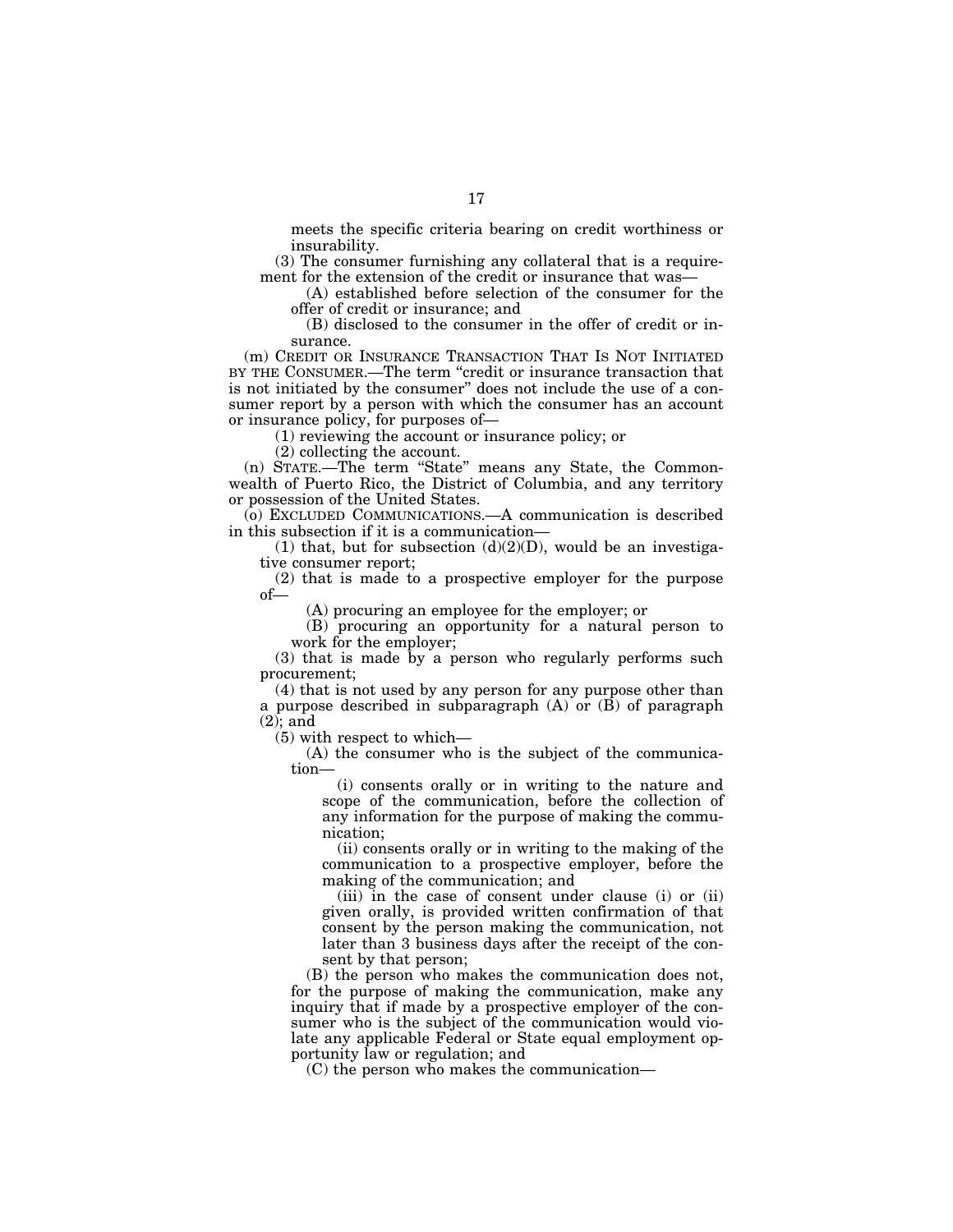meets the specific criteria bearing on credit worthiness or insurability.

(3) The consumer furnishing any collateral that is a requirement for the extension of the credit or insurance that was—

(A) established before selection of the consumer for the offer of credit or insurance; and

(B) disclosed to the consumer in the offer of credit or insurance.

(m) CREDIT OR INSURANCE TRANSACTION THAT IS NOT INITIATED BY THE CONSUMER.—The term "credit or insurance transaction that is not initiated by the consumer" does not include the use of a consumer report by a person with which the consumer has an account or insurance policy, for purposes of—

(1) reviewing the account or insurance policy; or

(2) collecting the account.

(n) STATE.—The term "State" means any State, the Commonwealth of Puerto Rico, the District of Columbia, and any territory or possession of the United States.

(o) EXCLUDED COMMUNICATIONS.—A communication is described in this subsection if it is a communication—

(1) that, but for subsection (d)(2)(D), would be an investigative consumer report;

(2) that is made to a prospective employer for the purpose of—

(A) procuring an employee for the employer; or

(B) procuring an opportunity for a natural person to work for the employer;

(3) that is made by a person who regularly performs such procurement;

(4) that is not used by any person for any purpose other than a purpose described in subparagraph (A) or (B) of paragraph (2); and

(5) with respect to which—

(A) the consumer who is the subject of the communication—

(i) consents orally or in writing to the nature and scope of the communication, before the collection of any information for the purpose of making the communication;

(ii) consents orally or in writing to the making of the communication to a prospective employer, before the making of the communication; and

(iii) in the case of consent under clause (i) or (ii) given orally, is provided written confirmation of that consent by the person making the communication, not later than 3 business days after the receipt of the consent by that person;

(B) the person who makes the communication does not, for the purpose of making the communication, make any inquiry that if made by a prospective employer of the consumer who is the subject of the communication would violate any applicable Federal or State equal employment opportunity law or regulation; and

(C) the person who makes the communication—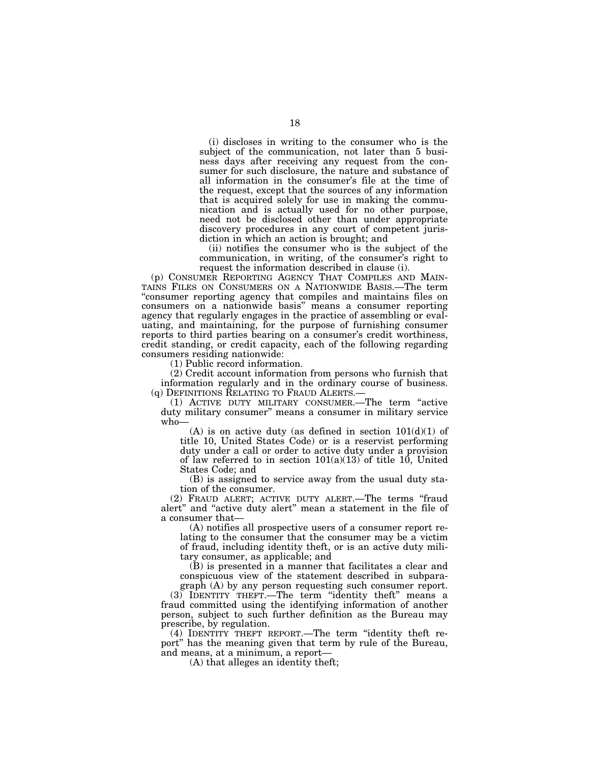(i) discloses in writing to the consumer who is the subject of the communication, not later than 5 business days after receiving any request from the consumer for such disclosure, the nature and substance of all information in the consumer's file at the time of the request, except that the sources of any information that is acquired solely for use in making the communication and is actually used for no other purpose, need not be disclosed other than under appropriate discovery procedures in any court of competent jurisdiction in which an action is brought; and

(ii) notifies the consumer who is the subject of the communication, in writing, of the consumer's right to request the information described in clause (i).

(p) CONSUMER REPORTING AGENCY THAT COMPILES AND MAINTAINS FILES ON CONSUMERS ON A NATIONWIDE BASIS.—The term "consumer reporting agency that compiles and maintains files on consumers on a nationwide basis" means a consumer reporting agency that regularly engages in the practice of assembling or evaluating, and maintaining, for the purpose of furnishing consumer reports to third parties bearing on a consumer's credit worthiness, credit standing, or credit capacity, each of the following regarding consumers residing nationwide:

(1) Public record information.

(2) Credit account information from persons who furnish that information regularly and in the ordinary course of business.

(q) DEFINITIONS RELATING TO FRAUD ALERTS.—

(1) ACTIVE DUTY MILITARY CONSUMER.—The term "active duty military consumer" means a consumer in military service who—

(A) is on active duty (as defined in section 101(d)(1) of title 10, United States Code) or is a reservist performing duty under a call or order to active duty under a provision of law referred to in section 101(a)(13) of title 10, United States Code; and

(B) is assigned to service away from the usual duty station of the consumer.

(2) FRAUD ALERT; ACTIVE DUTY ALERT.—The terms "fraud alert" and "active duty alert" mean a statement in the file of a consumer that—

(A) notifies all prospective users of a consumer report relating to the consumer that the consumer may be a victim of fraud, including identity theft, or is an active duty military consumer, as applicable; and

(B) is presented in a manner that facilitates a clear and conspicuous view of the statement described in subparagraph (A) by any person requesting such consumer report.

(3) IDENTITY THEFT.—The term "identity theft" means a fraud committed using the identifying information of another person, subject to such further definition as the Bureau may prescribe, by regulation.

(4) IDENTITY THEFT REPORT.—The term "identity theft report" has the meaning given that term by rule of the Bureau, and means, at a minimum, a report—

(A) that alleges an identity theft;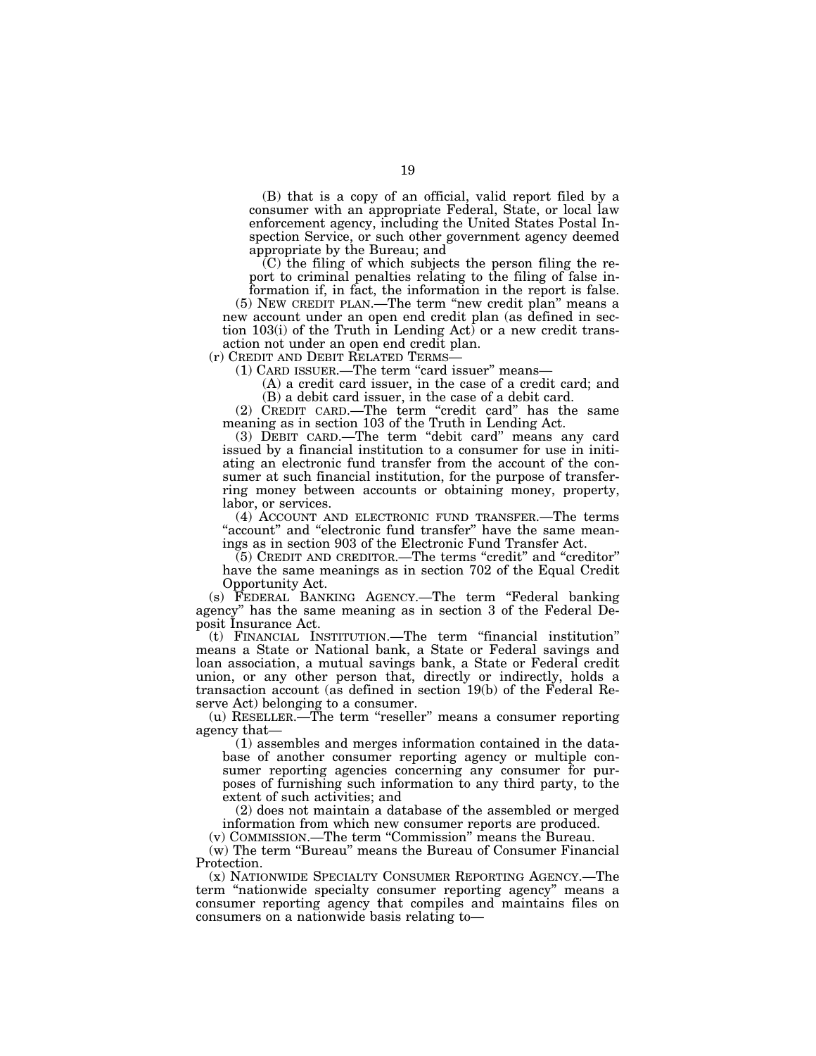(B) that is a copy of an official, valid report filed by a consumer with an appropriate Federal, State, or local law enforcement agency, including the United States Postal Inspection Service, or such other government agency deemed appropriate by the Bureau; and

(C) the filing of which subjects the person filing the report to criminal penalties relating to the filing of false information if, in fact, the information in the report is false.

(5) NEW CREDIT PLAN.—The term "new credit plan" means a new account under an open end credit plan (as defined in section 103(i) of the Truth in Lending Act) or a new credit transaction not under an open end credit plan.

(r) CREDIT AND DEBIT RELATED TERMS—

(1) CARD ISSUER.—The term "card issuer" means—

(A) a credit card issuer, in the case of a credit card; and

(B) a debit card issuer, in the case of a debit card.

(2) CREDIT CARD.—The term "credit card" has the same meaning as in section 103 of the Truth in Lending Act.

(3) DEBIT CARD.—The term "debit card" means any card issued by a financial institution to a consumer for use in initiating an electronic fund transfer from the account of the consumer at such financial institution, for the purpose of transferring money between accounts or obtaining money, property, labor, or services.

(4) ACCOUNT AND ELECTRONIC FUND TRANSFER.—The terms "account" and "electronic fund transfer" have the same meanings as in section 903 of the Electronic Fund Transfer Act.

(5) CREDIT AND CREDITOR.—The terms "credit" and "creditor" have the same meanings as in section 702 of the Equal Credit Opportunity Act.

(s) FEDERAL BANKING AGENCY.—The term "Federal banking agency" has the same meaning as in section 3 of the Federal Deposit Insurance Act.

(t) FINANCIAL INSTITUTION.—The term "financial institution" means a State or National bank, a State or Federal savings and loan association, a mutual savings bank, a State or Federal credit union, or any other person that, directly or indirectly, holds a transaction account (as defined in section 19(b) of the Federal Reserve Act) belonging to a consumer.

(u) RESELLER.—The term "reseller" means a consumer reporting agency that—

(1) assembles and merges information contained in the database of another consumer reporting agency or multiple consumer reporting agencies concerning any consumer for purposes of furnishing such information to any third party, to the extent of such activities; and

(2) does not maintain a database of the assembled or merged information from which new consumer reports are produced.

(v) COMMISSION.—The term "Commission" means the Bureau.

(w) The term "Bureau" means the Bureau of Consumer Financial Protection.

(x) NATIONWIDE SPECIALTY CONSUMER REPORTING AGENCY.—The term "nationwide specialty consumer reporting agency" means a consumer reporting agency that compiles and maintains files on consumers on a nationwide basis relating to—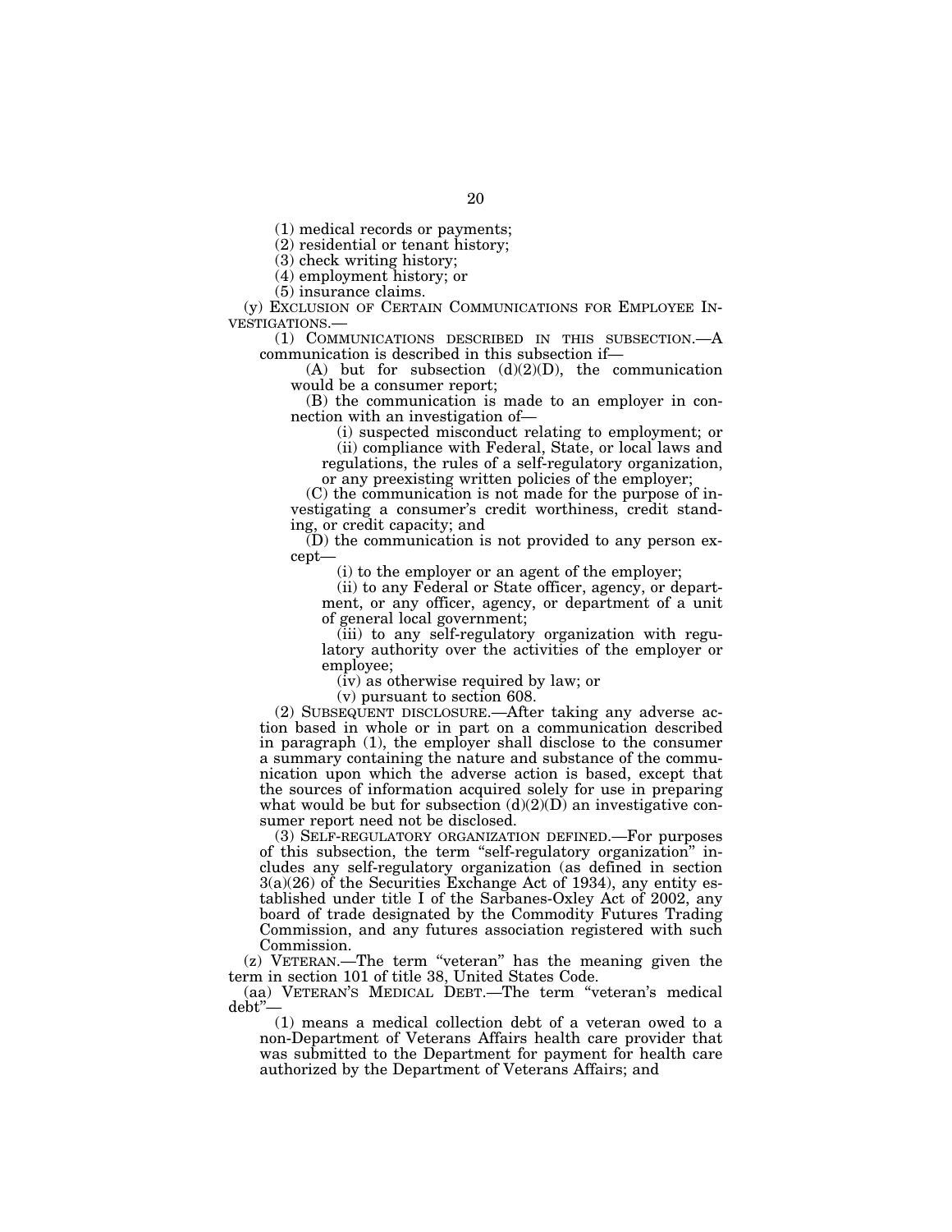(1) medical records or payments;

(2) residential or tenant history;

(3) check writing history;

(4) employment history; or

(5) insurance claims.

(y) EXCLUSION OF CERTAIN COMMUNICATIONS FOR EMPLOYEE INVESTIGATIONS.—

(1) COMMUNICATIONS DESCRIBED IN THIS SUBSECTION.—A communication is described in this subsection if—

(A) but for subsection (d)(2)(D), the communication would be a consumer report;

(B) the communication is made to an employer in connection with an investigation of—

(i) suspected misconduct relating to employment; or

(ii) compliance with Federal, State, or local laws and regulations, the rules of a self-regulatory organization, or any preexisting written policies of the employer;

(C) the communication is not made for the purpose of investigating a consumer's credit worthiness, credit standing, or credit capacity; and

(D) the communication is not provided to any person except—

(i) to the employer or an agent of the employer;

(ii) to any Federal or State officer, agency, or department, or any officer, agency, or department of a unit of general local government;

(iii) to any self-regulatory organization with regulatory authority over the activities of the employer or employee;

(iv) as otherwise required by law; or

(v) pursuant to section 608.

(2) SUBSEQUENT DISCLOSURE.—After taking any adverse action based in whole or in part on a communication described in paragraph (1), the employer shall disclose to the consumer a summary containing the nature and substance of the communication upon which the adverse action is based, except that the sources of information acquired solely for use in preparing what would be but for subsection (d)(2)(D) an investigative consumer report need not be disclosed.

(3) SELF-REGULATORY ORGANIZATION DEFINED.—For purposes of this subsection, the term "self-regulatory organization" includes any self-regulatory organization (as defined in section 3(a)(26) of the Securities Exchange Act of 1934), any entity established under title I of the Sarbanes-Oxley Act of 2002, any board of trade designated by the Commodity Futures Trading Commission, and any futures association registered with such Commission.

(z) VETERAN.—The term "veteran" has the meaning given the term in section 101 of title 38, United States Code.

(aa) VETERAN'S MEDICAL DEBT.—The term "veteran's medical debt"—

(1) means a medical collection debt of a veteran owed to a non-Department of Veterans Affairs health care provider that was submitted to the Department for payment for health care authorized by the Department of Veterans Affairs; and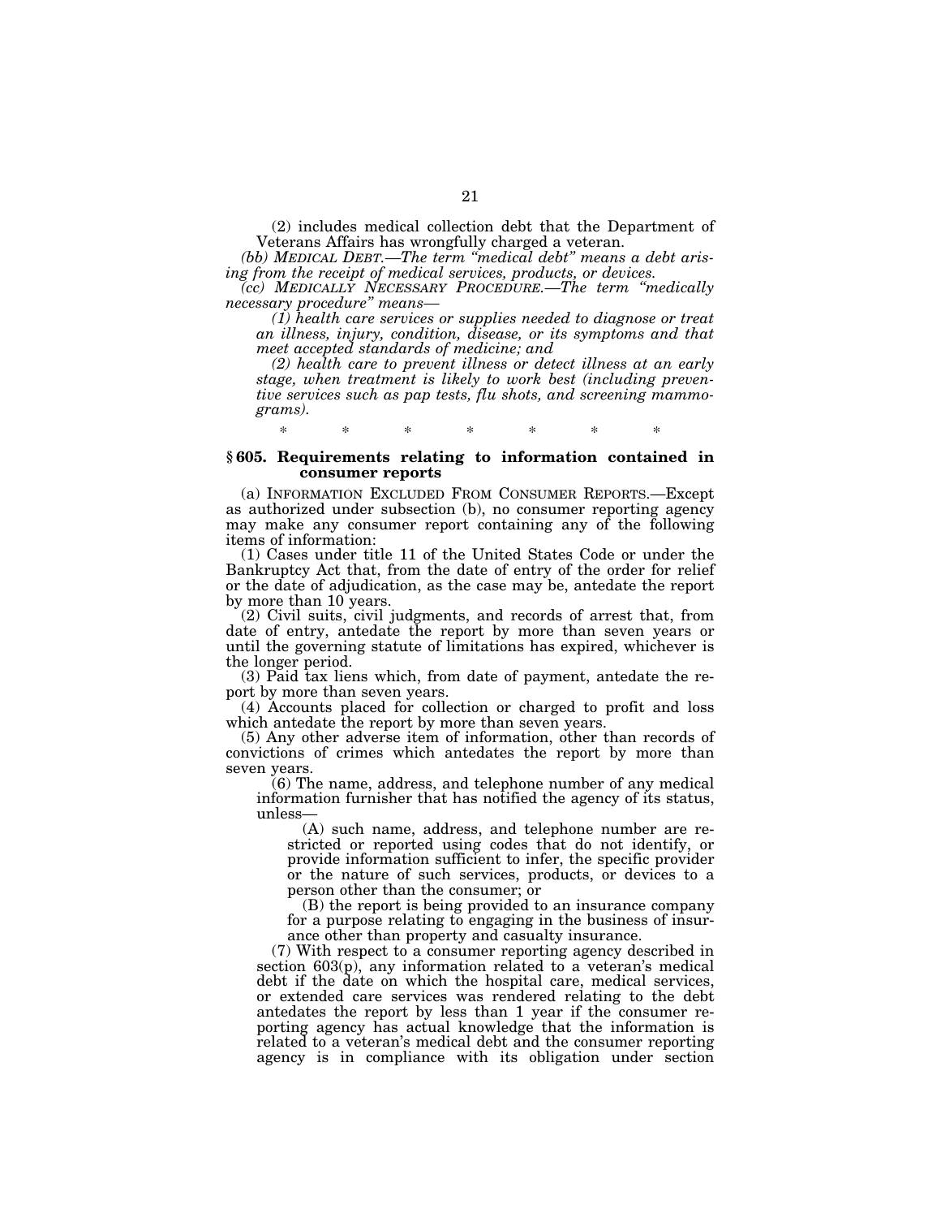(2) includes medical collection debt that the Department of Veterans Affairs has wrongfully charged a veteran.

*(bb) MEDICAL DEBT.—The term "medical debt" means a debt arising from the receipt of medical services, products, or devices.*

*(cc) MEDICALLY NECESSARY PROCEDURE.—The term "medically necessary procedure" means—*

*(1) health care services or supplies needed to diagnose or treat an illness, injury, condition, disease, or its symptoms and that meet accepted standards of medicine; and*

*(2) health care to prevent illness or detect illness at an early stage, when treatment is likely to work best (including preventive services such as pap tests, flu shots, and screening mammograms).*

\* \* \* \* \* \* \*

### § 605. Requirements relating to information contained in consumer reports

(a) INFORMATION EXCLUDED FROM CONSUMER REPORTS.—Except as authorized under subsection (b), no consumer reporting agency may make any consumer report containing any of the following items of information:

(1) Cases under title 11 of the United States Code or under the Bankruptcy Act that, from the date of entry of the order for relief or the date of adjudication, as the case may be, antedate the report by more than 10 years.

(2) Civil suits, civil judgments, and records of arrest that, from date of entry, antedate the report by more than seven years or until the governing statute of limitations has expired, whichever is the longer period.

(3) Paid tax liens which, from date of payment, antedate the report by more than seven years.

(4) Accounts placed for collection or charged to profit and loss which antedate the report by more than seven years.

(5) Any other adverse item of information, other than records of convictions of crimes which antedates the report by more than seven years.

(6) The name, address, and telephone number of any medical information furnisher that has notified the agency of its status, unless—

(A) such name, address, and telephone number are restricted or reported using codes that do not identify, or provide information sufficient to infer, the specific provider or the nature of such services, products, or devices to a person other than the consumer; or

(B) the report is being provided to an insurance company for a purpose relating to engaging in the business of insurance other than property and casualty insurance.

(7) With respect to a consumer reporting agency described in section 603(p), any information related to a veteran's medical debt if the date on which the hospital care, medical services, or extended care services was rendered relating to the debt antedates the report by less than 1 year if the consumer reporting agency has actual knowledge that the information is related to a veteran's medical debt and the consumer reporting agency is in compliance with its obligation under section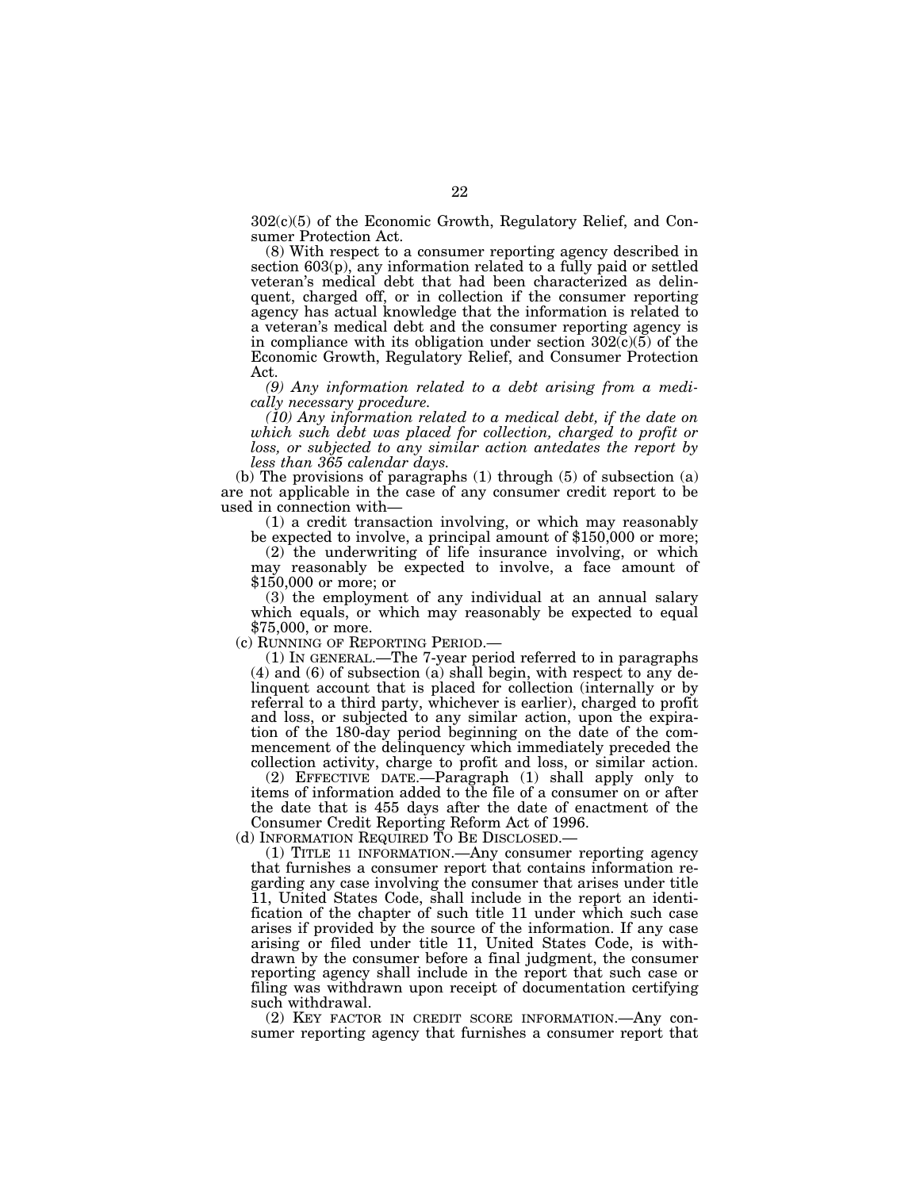302(c)(5) of the Economic Growth, Regulatory Relief, and Consumer Protection Act.

(8) With respect to a consumer reporting agency described in section 603(p), any information related to a fully paid or settled veteran's medical debt that had been characterized as delinquent, charged off, or in collection if the consumer reporting agency has actual knowledge that the information is related to a veteran's medical debt and the consumer reporting agency is in compliance with its obligation under section 302(c)(5) of the Economic Growth, Regulatory Relief, and Consumer Protection Act.

*(9) Any information related to a debt arising from a medically necessary procedure.*

*(10) Any information related to a medical debt, if the date on which such debt was placed for collection, charged to profit or loss, or subjected to any similar action antedates the report by less than 365 calendar days.*

(b) The provisions of paragraphs (1) through (5) of subsection (a) are not applicable in the case of any consumer credit report to be used in connection with—

(1) a credit transaction involving, or which may reasonably be expected to involve, a principal amount of $150,000 or more;

(2) the underwriting of life insurance involving, or which may reasonably be expected to involve, a face amount of $150,000 or more; or

(3) the employment of any individual at an annual salary which equals, or which may reasonably be expected to equal $75,000, or more.

(c) RUNNING OF REPORTING PERIOD.—

(1) IN GENERAL.—The 7-year period referred to in paragraphs (4) and (6) of subsection (a) shall begin, with respect to any delinquent account that is placed for collection (internally or by referral to a third party, whichever is earlier), charged to profit and loss, or subjected to any similar action, upon the expiration of the 180-day period beginning on the date of the commencement of the delinquency which immediately preceded the collection activity, charge to profit and loss, or similar action.

(2) EFFECTIVE DATE.—Paragraph (1) shall apply only to items of information added to the file of a consumer on or after the date that is 455 days after the date of enactment of the Consumer Credit Reporting Reform Act of 1996.

(d) INFORMATION REQUIRED TO BE DISCLOSED.—

(1) TITLE 11 INFORMATION.—Any consumer reporting agency that furnishes a consumer report that contains information regarding any case involving the consumer that arises under title 11, United States Code, shall include in the report an identification of the chapter of such title 11 under which such case arises if provided by the source of the information. If any case arising or filed under title 11, United States Code, is withdrawn by the consumer before a final judgment, the consumer reporting agency shall include in the report that such case or filing was withdrawn upon receipt of documentation certifying such withdrawal.

(2) KEY FACTOR IN CREDIT SCORE INFORMATION.—Any consumer reporting agency that furnishes a consumer report that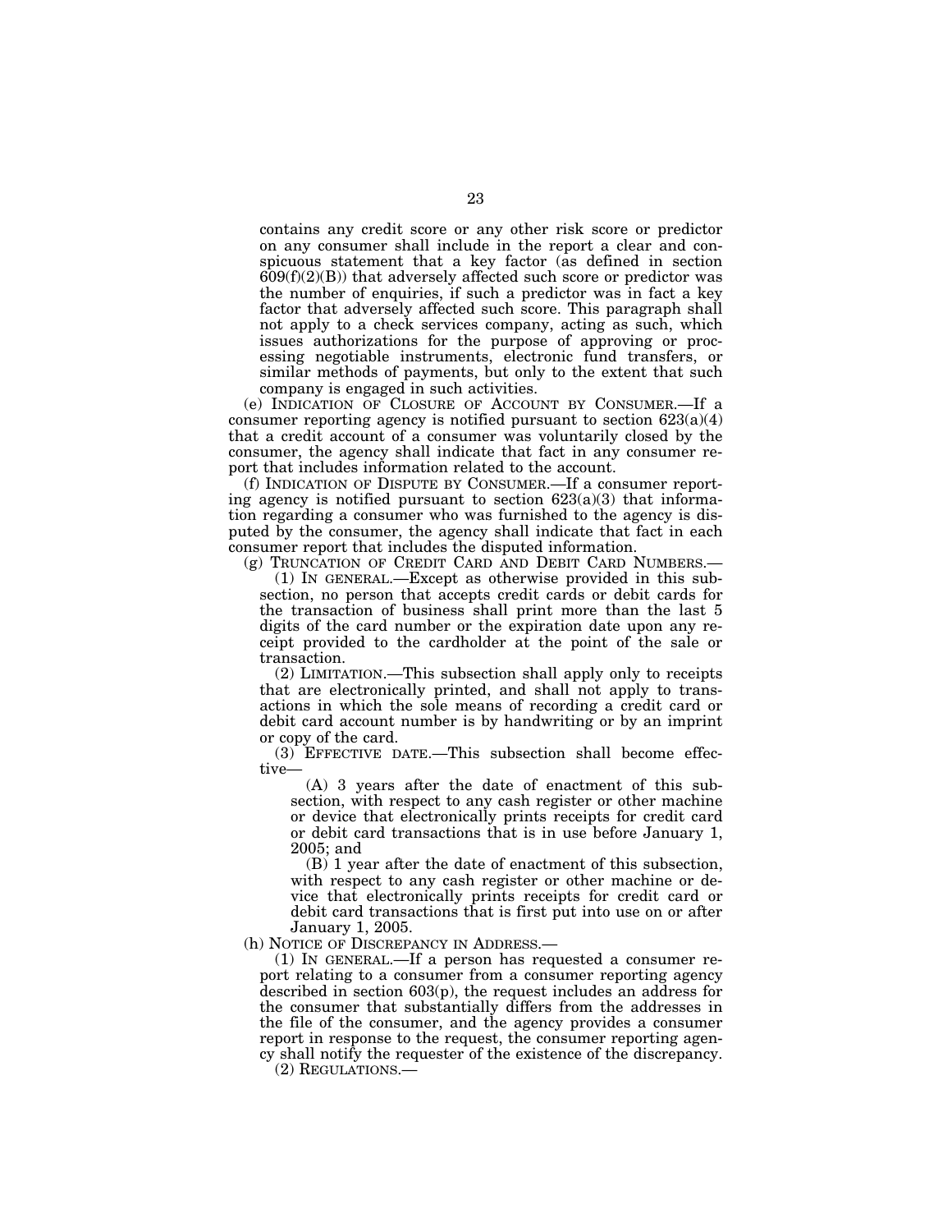contains any credit score or any other risk score or predictor on any consumer shall include in the report a clear and conspicuous statement that a key factor (as defined in section 609(f)(2)(B)) that adversely affected such score or predictor was the number of enquiries, if such a predictor was in fact a key factor that adversely affected such score. This paragraph shall not apply to a check services company, acting as such, which issues authorizations for the purpose of approving or processing negotiable instruments, electronic fund transfers, or similar methods of payments, but only to the extent that such company is engaged in such activities.

(e) INDICATION OF CLOSURE OF ACCOUNT BY CONSUMER.—If a consumer reporting agency is notified pursuant to section 623(a)(4) that a credit account of a consumer was voluntarily closed by the consumer, the agency shall indicate that fact in any consumer report that includes information related to the account.

(f) INDICATION OF DISPUTE BY CONSUMER.—If a consumer reporting agency is notified pursuant to section 623(a)(3) that information regarding a consumer who was furnished to the agency is disputed by the consumer, the agency shall indicate that fact in each consumer report that includes the disputed information.

(g) TRUNCATION OF CREDIT CARD AND DEBIT CARD NUMBERS.—

(1) IN GENERAL.—Except as otherwise provided in this subsection, no person that accepts credit cards or debit cards for the transaction of business shall print more than the last 5 digits of the card number or the expiration date upon any receipt provided to the cardholder at the point of the sale or transaction.

(2) LIMITATION.—This subsection shall apply only to receipts that are electronically printed, and shall not apply to transactions in which the sole means of recording a credit card or debit card account number is by handwriting or by an imprint or copy of the card.

(3) EFFECTIVE DATE.—This subsection shall become effective—

(A) 3 years after the date of enactment of this subsection, with respect to any cash register or other machine or device that electronically prints receipts for credit card or debit card transactions that is in use before January 1, 2005; and

(B) 1 year after the date of enactment of this subsection, with respect to any cash register or other machine or device that electronically prints receipts for credit card or debit card transactions that is first put into use on or after January 1, 2005.

(h) NOTICE OF DISCREPANCY IN ADDRESS.—

(1) IN GENERAL.—If a person has requested a consumer report relating to a consumer from a consumer reporting agency described in section 603(p), the request includes an address for the consumer that substantially differs from the addresses in the file of the consumer, and the agency provides a consumer report in response to the request, the consumer reporting agency shall notify the requester of the existence of the discrepancy.

(2) REGULATIONS.—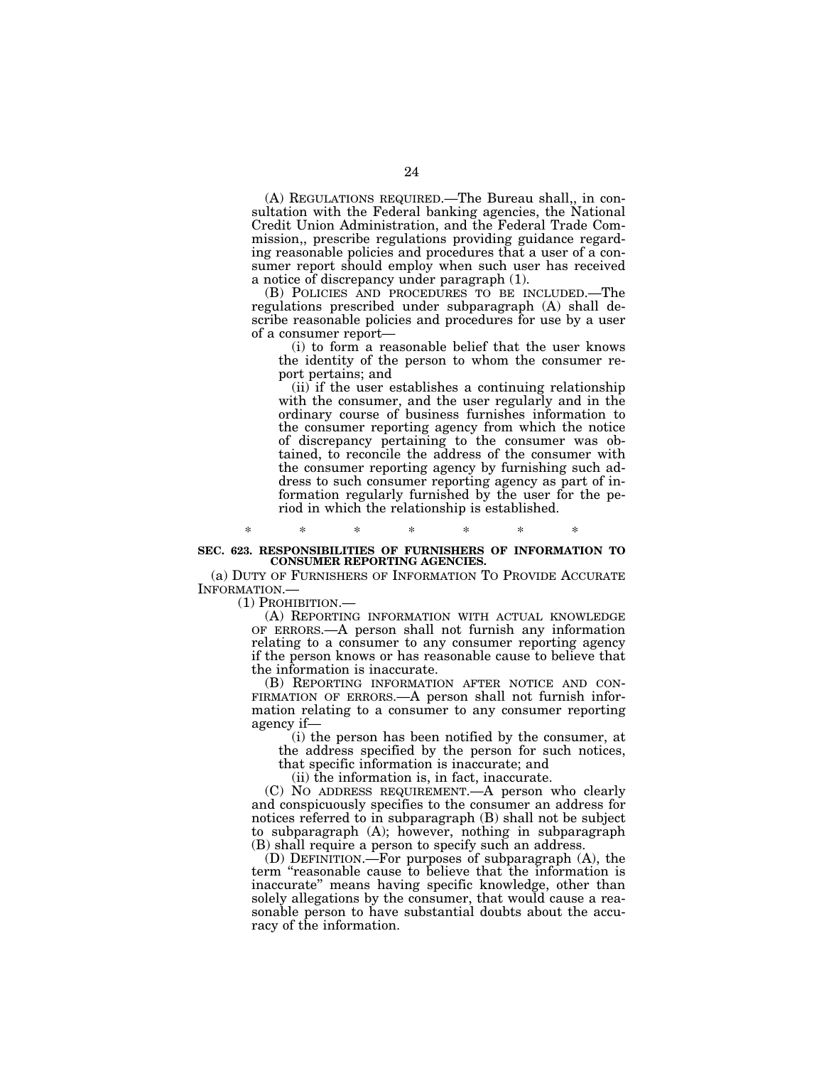(A) REGULATIONS REQUIRED.—The Bureau shall,, in consultation with the Federal banking agencies, the National Credit Union Administration, and the Federal Trade Commission,, prescribe regulations providing guidance regarding reasonable policies and procedures that a user of a consumer report should employ when such user has received a notice of discrepancy under paragraph (1).

(B) POLICIES AND PROCEDURES TO BE INCLUDED.—The regulations prescribed under subparagraph (A) shall describe reasonable policies and procedures for use by a user of a consumer report—

(i) to form a reasonable belief that the user knows the identity of the person to whom the consumer report pertains; and

(ii) if the user establishes a continuing relationship with the consumer, and the user regularly and in the ordinary course of business furnishes information to the consumer reporting agency from which the notice of discrepancy pertaining to the consumer was obtained, to reconcile the address of the consumer with the consumer reporting agency by furnishing such address to such consumer reporting agency as part of information regularly furnished by the user for the period in which the relationship is established.

\* \* \* \* \* \* \*

**SEC. 623. RESPONSIBILITIES OF FURNISHERS OF INFORMATION TO CONSUMER REPORTING AGENCIES.**

(a) DUTY OF FURNISHERS OF INFORMATION TO PROVIDE ACCURATE INFORMATION.—

(1) PROHIBITION.—

(A) REPORTING INFORMATION WITH ACTUAL KNOWLEDGE OF ERRORS.—A person shall not furnish any information relating to a consumer to any consumer reporting agency if the person knows or has reasonable cause to believe that the information is inaccurate.

(B) REPORTING INFORMATION AFTER NOTICE AND CONFIRMATION OF ERRORS.—A person shall not furnish information relating to a consumer to any consumer reporting agency if—

(i) the person has been notified by the consumer, at the address specified by the person for such notices, that specific information is inaccurate; and

(ii) the information is, in fact, inaccurate.

(C) NO ADDRESS REQUIREMENT.—A person who clearly and conspicuously specifies to the consumer an address for notices referred to in subparagraph (B) shall not be subject to subparagraph (A); however, nothing in subparagraph (B) shall require a person to specify such an address.

(D) DEFINITION.—For purposes of subparagraph (A), the term "reasonable cause to believe that the information is inaccurate" means having specific knowledge, other than solely allegations by the consumer, that would cause a reasonable person to have substantial doubts about the accuracy of the information.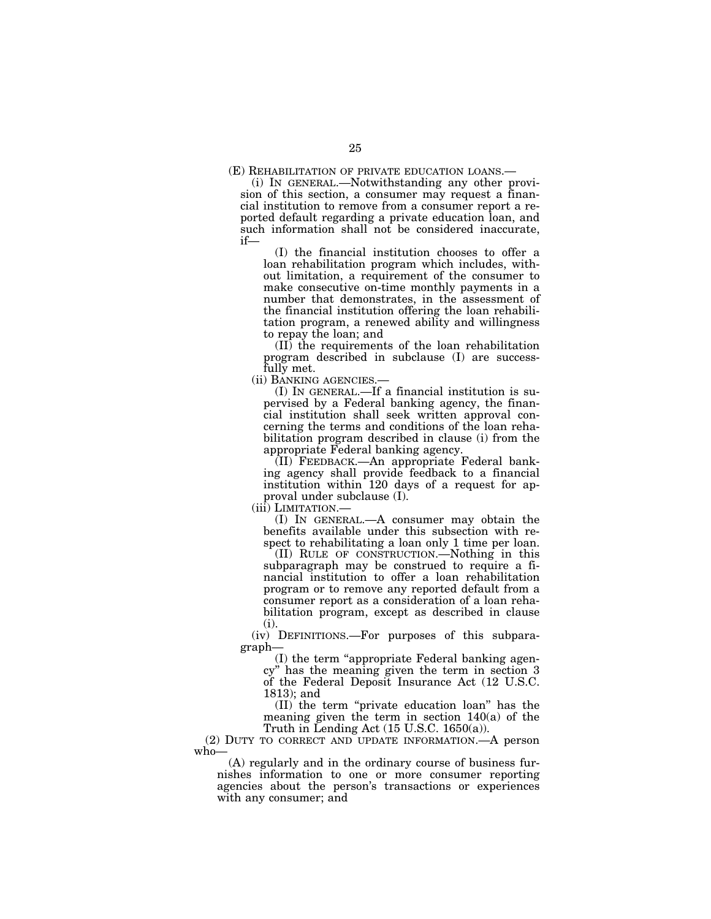(E) REHABILITATION OF PRIVATE EDUCATION LOANS.—

(i) IN GENERAL.—Notwithstanding any other provision of this section, a consumer may request a financial institution to remove from a consumer report a reported default regarding a private education loan, and such information shall not be considered inaccurate, if—

(I) the financial institution chooses to offer a loan rehabilitation program which includes, without limitation, a requirement of the consumer to make consecutive on-time monthly payments in a number that demonstrates, in the assessment of the financial institution offering the loan rehabilitation program, a renewed ability and willingness to repay the loan; and

(II) the requirements of the loan rehabilitation program described in subclause (I) are successfully met.

(ii) BANKING AGENCIES.—

(I) IN GENERAL.—If a financial institution is supervised by a Federal banking agency, the financial institution shall seek written approval concerning the terms and conditions of the loan rehabilitation program described in clause (i) from the appropriate Federal banking agency.

(II) FEEDBACK.—An appropriate Federal banking agency shall provide feedback to a financial institution within 120 days of a request for approval under subclause (I).

(iii) LIMITATION.—

(I) IN GENERAL.—A consumer may obtain the benefits available under this subsection with respect to rehabilitating a loan only 1 time per loan.

(II) RULE OF CONSTRUCTION.—Nothing in this subparagraph may be construed to require a financial institution to offer a loan rehabilitation program or to remove any reported default from a consumer report as a consideration of a loan rehabilitation program, except as described in clause (i).

(iv) DEFINITIONS.—For purposes of this subparagraph—

(I) the term "appropriate Federal banking agency" has the meaning given the term in section 3 of the Federal Deposit Insurance Act (12 U.S.C. 1813); and

(II) the term "private education loan" has the meaning given the term in section 140(a) of the Truth in Lending Act (15 U.S.C. 1650(a)).

(2) DUTY TO CORRECT AND UPDATE INFORMATION.—A person who—

(A) regularly and in the ordinary course of business furnishes information to one or more consumer reporting agencies about the person's transactions or experiences with any consumer; and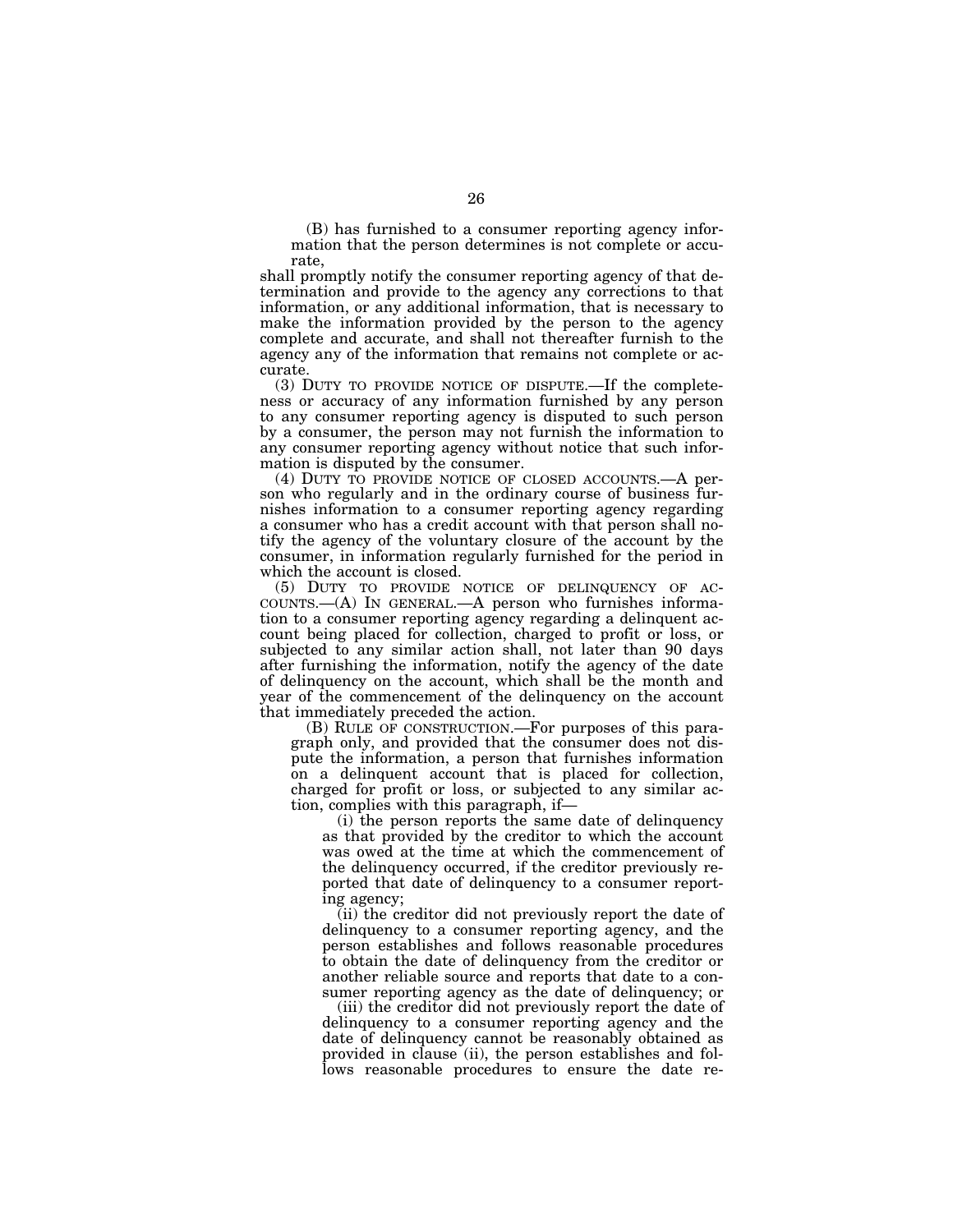(B) has furnished to a consumer reporting agency information that the person determines is not complete or accurate,

shall promptly notify the consumer reporting agency of that determination and provide to the agency any corrections to that information, or any additional information, that is necessary to make the information provided by the person to the agency complete and accurate, and shall not thereafter furnish to the agency any of the information that remains not complete or accurate.

(3) DUTY TO PROVIDE NOTICE OF DISPUTE.—If the completeness or accuracy of any information furnished by any person to any consumer reporting agency is disputed to such person by a consumer, the person may not furnish the information to any consumer reporting agency without notice that such information is disputed by the consumer.

(4) DUTY TO PROVIDE NOTICE OF CLOSED ACCOUNTS.—A person who regularly and in the ordinary course of business furnishes information to a consumer reporting agency regarding a consumer who has a credit account with that person shall notify the agency of the voluntary closure of the account by the consumer, in information regularly furnished for the period in which the account is closed.

(5) DUTY TO PROVIDE NOTICE OF DELINQUENCY OF ACCOUNTS.—(A) IN GENERAL.—A person who furnishes information to a consumer reporting agency regarding a delinquent account being placed for collection, charged to profit or loss, or subjected to any similar action shall, not later than 90 days after furnishing the information, notify the agency of the date of delinquency on the account, which shall be the month and year of the commencement of the delinquency on the account that immediately preceded the action.

(B) RULE OF CONSTRUCTION.—For purposes of this paragraph only, and provided that the consumer does not dispute the information, a person that furnishes information on a delinquent account that is placed for collection, charged for profit or loss, or subjected to any similar action, complies with this paragraph, if—

(i) the person reports the same date of delinquency as that provided by the creditor to which the account was owed at the time at which the commencement of the delinquency occurred, if the creditor previously reported that date of delinquency to a consumer reporting agency;

(ii) the creditor did not previously report the date of delinquency to a consumer reporting agency, and the person establishes and follows reasonable procedures to obtain the date of delinquency from the creditor or another reliable source and reports that date to a consumer reporting agency as the date of delinquency; or

(iii) the creditor did not previously report the date of delinquency to a consumer reporting agency and the date of delinquency cannot be reasonably obtained as provided in clause (ii), the person establishes and follows reasonable procedures to ensure the date re-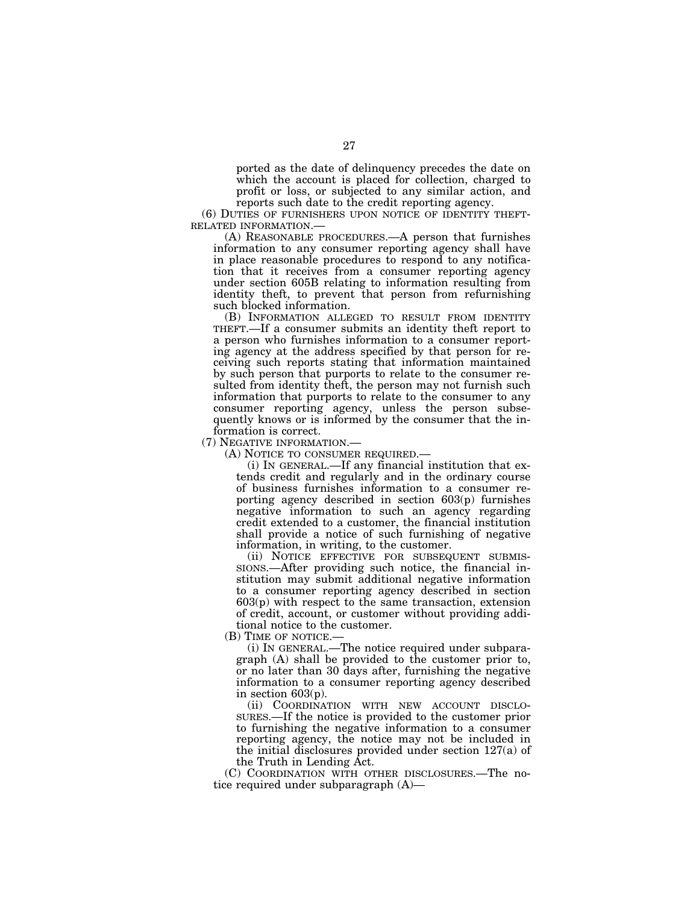ported as the date of delinquency precedes the date on which the account is placed for collection, charged to profit or loss, or subjected to any similar action, and reports such date to the credit reporting agency.

(6) DUTIES OF FURNISHERS UPON NOTICE OF IDENTITY THEFT-RELATED INFORMATION.—

(A) REASONABLE PROCEDURES.—A person that furnishes information to any consumer reporting agency shall have in place reasonable procedures to respond to any notification that it receives from a consumer reporting agency under section 605B relating to information resulting from identity theft, to prevent that person from refurnishing such blocked information.

(B) INFORMATION ALLEGED TO RESULT FROM IDENTITY THEFT.—If a consumer submits an identity theft report to a person who furnishes information to a consumer reporting agency at the address specified by that person for receiving such reports stating that information maintained by such person that purports to relate to the consumer resulted from identity theft, the person may not furnish such information that purports to relate to the consumer to any consumer reporting agency, unless the person subsequently knows or is informed by the consumer that the information is correct.

(7) NEGATIVE INFORMATION.—

(A) NOTICE TO CONSUMER REQUIRED.—

(i) IN GENERAL.—If any financial institution that extends credit and regularly and in the ordinary course of business furnishes information to a consumer reporting agency described in section 603(p) furnishes negative information to such an agency regarding credit extended to a customer, the financial institution shall provide a notice of such furnishing of negative information, in writing, to the customer.

(ii) NOTICE EFFECTIVE FOR SUBSEQUENT SUBMISSIONS.—After providing such notice, the financial institution may submit additional negative information to a consumer reporting agency described in section 603(p) with respect to the same transaction, extension of credit, account, or customer without providing additional notice to the customer.

(B) TIME OF NOTICE.—

(i) IN GENERAL.—The notice required under subparagraph (A) shall be provided to the customer prior to, or no later than 30 days after, furnishing the negative information to a consumer reporting agency described in section 603(p).

(ii) COORDINATION WITH NEW ACCOUNT DISCLOSURES.—If the notice is provided to the customer prior to furnishing the negative information to a consumer reporting agency, the notice may not be included in the initial disclosures provided under section 127(a) of the Truth in Lending Act.

(C) COORDINATION WITH OTHER DISCLOSURES.—The notice required under subparagraph (A)—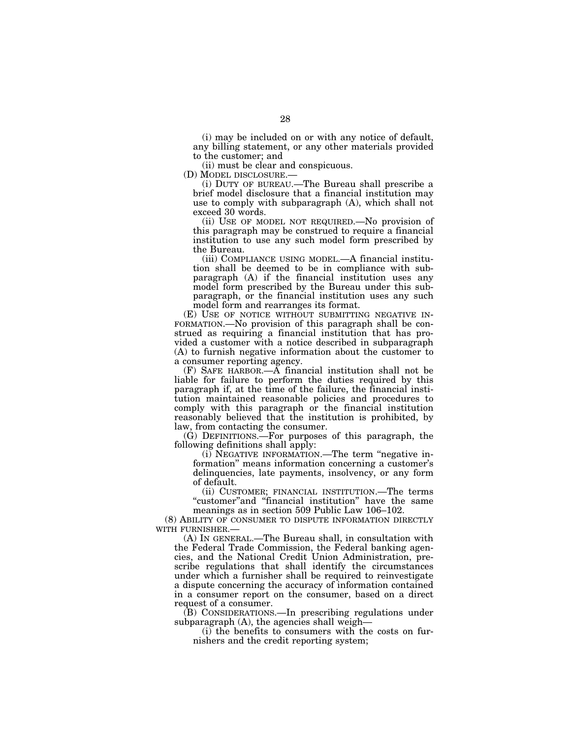(i) may be included on or with any notice of default, any billing statement, or any other materials provided to the customer; and

(ii) must be clear and conspicuous.

(D) MODEL DISCLOSURE.—

(i) DUTY OF BUREAU.—The Bureau shall prescribe a brief model disclosure that a financial institution may use to comply with subparagraph (A), which shall not exceed 30 words.

(ii) USE OF MODEL NOT REQUIRED.—No provision of this paragraph may be construed to require a financial institution to use any such model form prescribed by the Bureau.

(iii) COMPLIANCE USING MODEL.—A financial institution shall be deemed to be in compliance with subparagraph (A) if the financial institution uses any model form prescribed by the Bureau under this subparagraph, or the financial institution uses any such model form and rearranges its format.

(E) USE OF NOTICE WITHOUT SUBMITTING NEGATIVE INFORMATION.—No provision of this paragraph shall be construed as requiring a financial institution that has provided a customer with a notice described in subparagraph (A) to furnish negative information about the customer to a consumer reporting agency.

(F) SAFE HARBOR.—A financial institution shall not be liable for failure to perform the duties required by this paragraph if, at the time of the failure, the financial institution maintained reasonable policies and procedures to comply with this paragraph or the financial institution reasonably believed that the institution is prohibited, by law, from contacting the consumer.

(G) DEFINITIONS.—For purposes of this paragraph, the following definitions shall apply:

(i) NEGATIVE INFORMATION.—The term "negative information" means information concerning a customer's delinquencies, late payments, insolvency, or any form of default.

(ii) CUSTOMER; FINANCIAL INSTITUTION.—The terms "customer"and "financial institution" have the same meanings as in section 509 Public Law 106–102.

(8) ABILITY OF CONSUMER TO DISPUTE INFORMATION DIRECTLY WITH FURNISHER.—

(A) IN GENERAL.—The Bureau shall, in consultation with the Federal Trade Commission, the Federal banking agencies, and the National Credit Union Administration, prescribe regulations that shall identify the circumstances under which a furnisher shall be required to reinvestigate a dispute concerning the accuracy of information contained in a consumer report on the consumer, based on a direct request of a consumer.

(B) CONSIDERATIONS.—In prescribing regulations under subparagraph (A), the agencies shall weigh—

(i) the benefits to consumers with the costs on furnishers and the credit reporting system;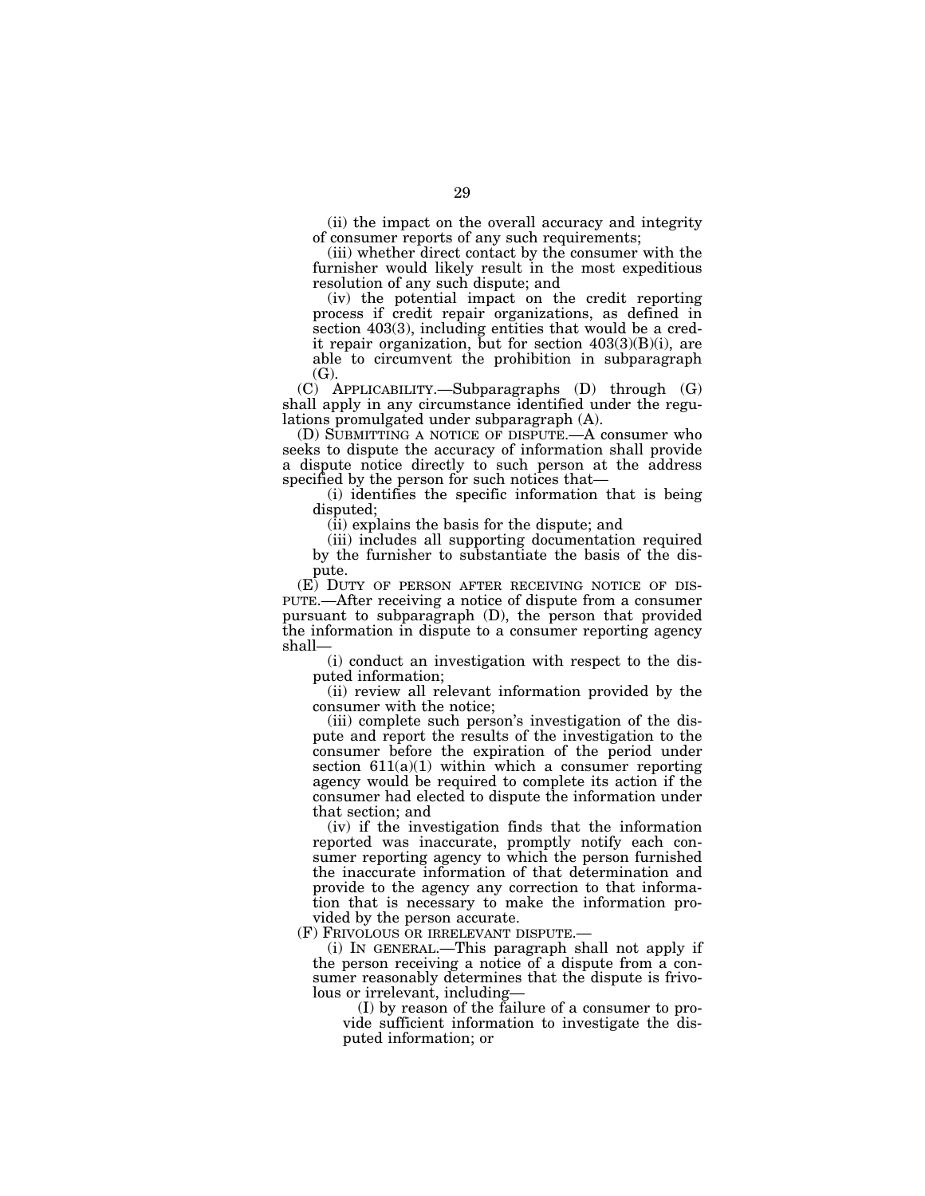(ii) the impact on the overall accuracy and integrity of consumer reports of any such requirements;

(iii) whether direct contact by the consumer with the furnisher would likely result in the most expeditious resolution of any such dispute; and

(iv) the potential impact on the credit reporting process if credit repair organizations, as defined in section 403(3), including entities that would be a credit repair organization, but for section 403(3)(B)(i), are able to circumvent the prohibition in subparagraph (G).

(C) APPLICABILITY.—Subparagraphs (D) through (G) shall apply in any circumstance identified under the regulations promulgated under subparagraph (A).

(D) SUBMITTING A NOTICE OF DISPUTE.—A consumer who seeks to dispute the accuracy of information shall provide a dispute notice directly to such person at the address specified by the person for such notices that—

(i) identifies the specific information that is being disputed;

(ii) explains the basis for the dispute; and

(iii) includes all supporting documentation required by the furnisher to substantiate the basis of the dispute.

(E) DUTY OF PERSON AFTER RECEIVING NOTICE OF DISPUTE.—After receiving a notice of dispute from a consumer pursuant to subparagraph (D), the person that provided the information in dispute to a consumer reporting agency shall—

(i) conduct an investigation with respect to the disputed information;

(ii) review all relevant information provided by the consumer with the notice;

(iii) complete such person's investigation of the dispute and report the results of the investigation to the consumer before the expiration of the period under section 611(a)(1) within which a consumer reporting agency would be required to complete its action if the consumer had elected to dispute the information under that section; and

(iv) if the investigation finds that the information reported was inaccurate, promptly notify each consumer reporting agency to which the person furnished the inaccurate information of that determination and provide to the agency any correction to that information that is necessary to make the information provided by the person accurate.

(F) FRIVOLOUS OR IRRELEVANT DISPUTE.—

(i) IN GENERAL.—This paragraph shall not apply if the person receiving a notice of a dispute from a consumer reasonably determines that the dispute is frivolous or irrelevant, including—

(I) by reason of the failure of a consumer to provide sufficient information to investigate the disputed information; or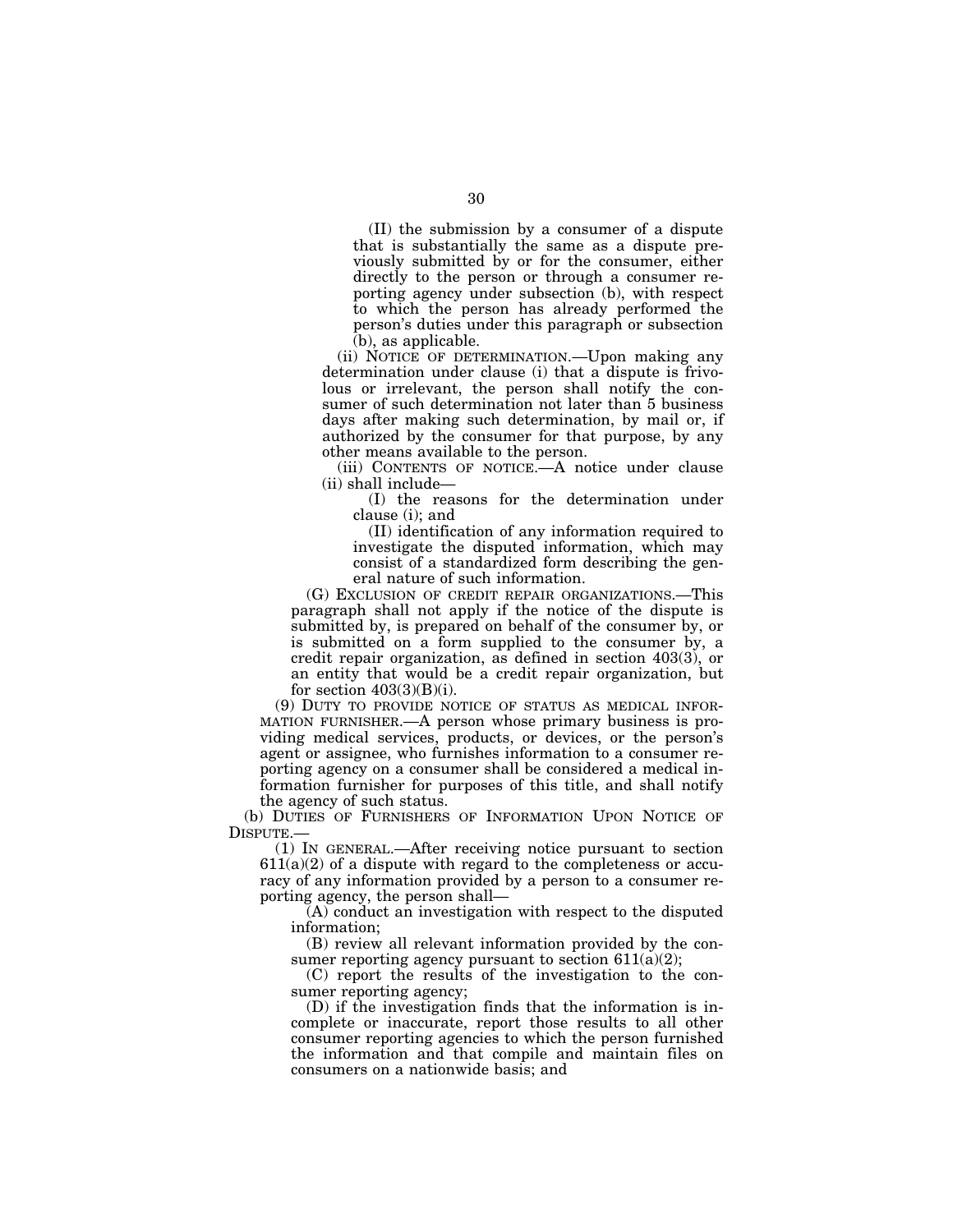(II) the submission by a consumer of a dispute that is substantially the same as a dispute previously submitted by or for the consumer, either directly to the person or through a consumer reporting agency under subsection (b), with respect to which the person has already performed the person's duties under this paragraph or subsection (b), as applicable.

(ii) NOTICE OF DETERMINATION.—Upon making any determination under clause (i) that a dispute is frivolous or irrelevant, the person shall notify the consumer of such determination not later than 5 business days after making such determination, by mail or, if authorized by the consumer for that purpose, by any other means available to the person.

(iii) CONTENTS OF NOTICE.—A notice under clause (ii) shall include—

(I) the reasons for the determination under clause (i); and

(II) identification of any information required to investigate the disputed information, which may consist of a standardized form describing the general nature of such information.

(G) EXCLUSION OF CREDIT REPAIR ORGANIZATIONS.—This paragraph shall not apply if the notice of the dispute is submitted by, is prepared on behalf of the consumer by, or is submitted on a form supplied to the consumer by, a credit repair organization, as defined in section 403(3), or an entity that would be a credit repair organization, but for section 403(3)(B)(i).

(9) DUTY TO PROVIDE NOTICE OF STATUS AS MEDICAL INFORMATION FURNISHER.—A person whose primary business is providing medical services, products, or devices, or the person's agent or assignee, who furnishes information to a consumer reporting agency on a consumer shall be considered a medical information furnisher for purposes of this title, and shall notify the agency of such status.

(b) DUTIES OF FURNISHERS OF INFORMATION UPON NOTICE OF DISPUTE.—

(1) IN GENERAL.—After receiving notice pursuant to section 611(a)(2) of a dispute with regard to the completeness or accuracy of any information provided by a person to a consumer reporting agency, the person shall—

(A) conduct an investigation with respect to the disputed information;

(B) review all relevant information provided by the consumer reporting agency pursuant to section 611(a)(2);

(C) report the results of the investigation to the consumer reporting agency;

(D) if the investigation finds that the information is incomplete or inaccurate, report those results to all other consumer reporting agencies to which the person furnished the information and that compile and maintain files on consumers on a nationwide basis; and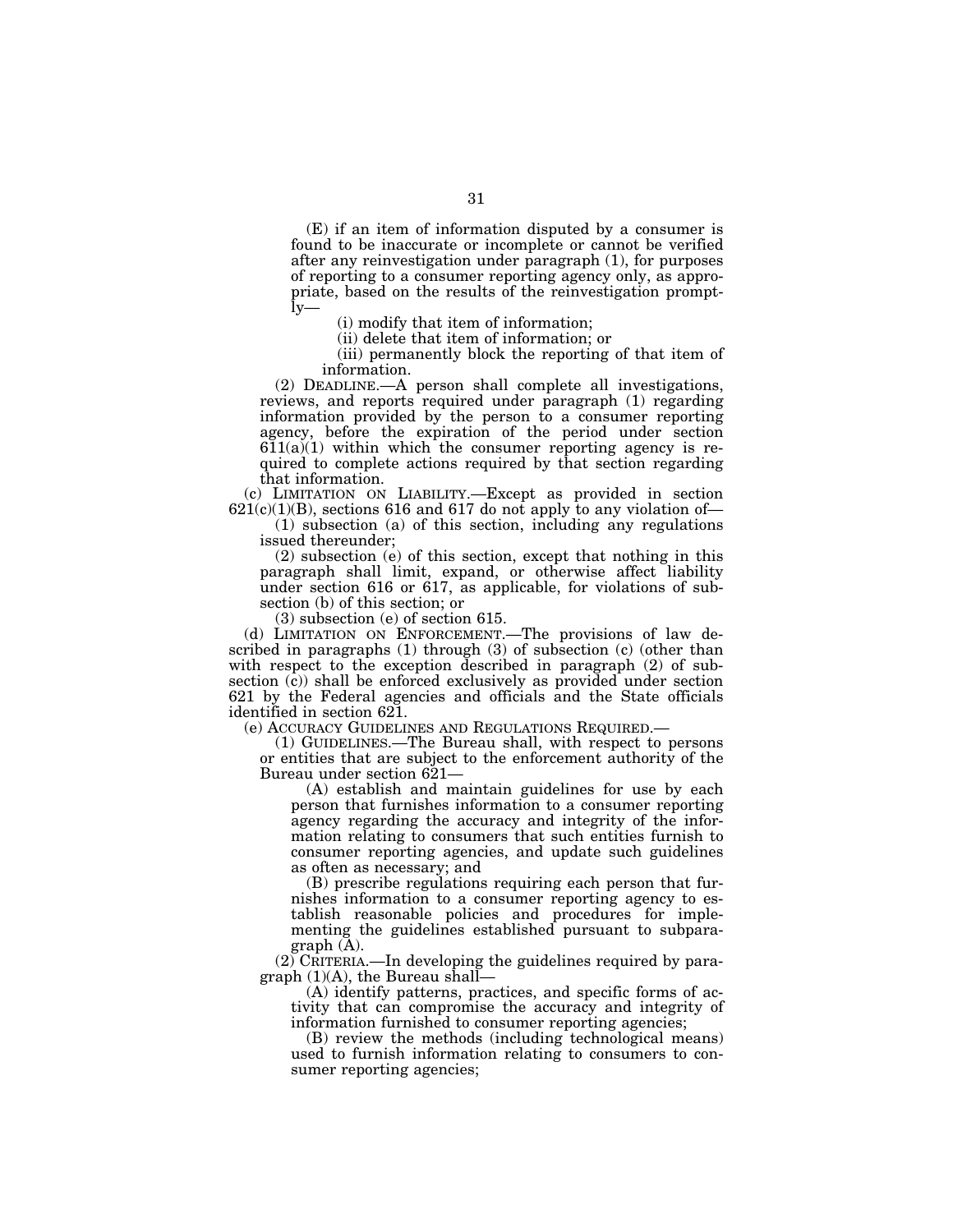(E) if an item of information disputed by a consumer is found to be inaccurate or incomplete or cannot be verified after any reinvestigation under paragraph (1), for purposes of reporting to a consumer reporting agency only, as appropriate, based on the results of the reinvestigation promptly—

(i) modify that item of information;

(ii) delete that item of information; or

(iii) permanently block the reporting of that item of information.

(2) DEADLINE.—A person shall complete all investigations, reviews, and reports required under paragraph (1) regarding information provided by the person to a consumer reporting agency, before the expiration of the period under section 611(a)(1) within which the consumer reporting agency is required to complete actions required by that section regarding that information.

(c) LIMITATION ON LIABILITY.—Except as provided in section 621(c)(1)(B), sections 616 and 617 do not apply to any violation of—

(1) subsection (a) of this section, including any regulations issued thereunder;

(2) subsection (e) of this section, except that nothing in this paragraph shall limit, expand, or otherwise affect liability under section 616 or 617, as applicable, for violations of subsection (b) of this section; or

(3) subsection (e) of section 615.

(d) LIMITATION ON ENFORCEMENT.—The provisions of law described in paragraphs (1) through (3) of subsection (c) (other than with respect to the exception described in paragraph (2) of subsection (c)) shall be enforced exclusively as provided under section 621 by the Federal agencies and officials and the State officials identified in section 621.

(e) ACCURACY GUIDELINES AND REGULATIONS REQUIRED.—

(1) GUIDELINES.—The Bureau shall, with respect to persons or entities that are subject to the enforcement authority of the Bureau under section 621—

(A) establish and maintain guidelines for use by each person that furnishes information to a consumer reporting agency regarding the accuracy and integrity of the information relating to consumers that such entities furnish to consumer reporting agencies, and update such guidelines as often as necessary; and

(B) prescribe regulations requiring each person that furnishes information to a consumer reporting agency to establish reasonable policies and procedures for implementing the guidelines established pursuant to subparagraph (A).

(2) CRITERIA.—In developing the guidelines required by paragraph (1)(A), the Bureau shall—

(A) identify patterns, practices, and specific forms of activity that can compromise the accuracy and integrity of information furnished to consumer reporting agencies;

(B) review the methods (including technological means) used to furnish information relating to consumers to consumer reporting agencies;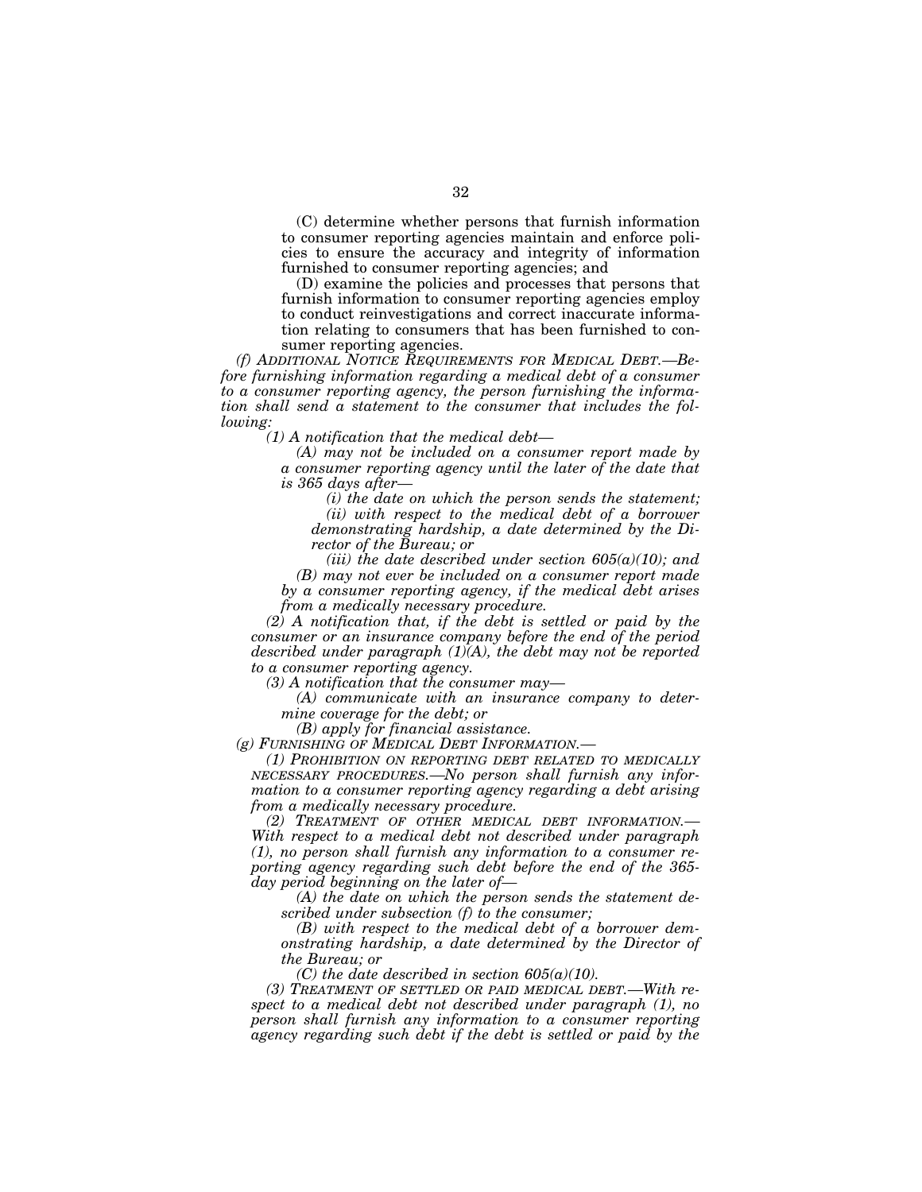(C) determine whether persons that furnish information to consumer reporting agencies maintain and enforce policies to ensure the accuracy and integrity of information furnished to consumer reporting agencies; and

(D) examine the policies and processes that persons that furnish information to consumer reporting agencies employ to conduct reinvestigations and correct inaccurate information relating to consumers that has been furnished to consumer reporting agencies.

*(f) ADDITIONAL NOTICE REQUIREMENTS FOR MEDICAL DEBT.—Before furnishing information regarding a medical debt of a consumer to a consumer reporting agency, the person furnishing the information shall send a statement to the consumer that includes the following:*

*(1) A notification that the medical debt—*

*(A) may not be included on a consumer report made by a consumer reporting agency until the later of the date that is 365 days after—*

*(i) the date on which the person sends the statement;*

*(ii) with respect to the medical debt of a borrower demonstrating hardship, a date determined by the Director of the Bureau; or*

*(iii) the date described under section 605(a)(10); and*

*(B) may not ever be included on a consumer report made by a consumer reporting agency, if the medical debt arises from a medically necessary procedure.*

*(2) A notification that, if the debt is settled or paid by the consumer or an insurance company before the end of the period described under paragraph (1)(A), the debt may not be reported to a consumer reporting agency.*

*(3) A notification that the consumer may—*

*(A) communicate with an insurance company to determine coverage for the debt; or*

*(B) apply for financial assistance.*

*(g) FURNISHING OF MEDICAL DEBT INFORMATION.—*

*(1) PROHIBITION ON REPORTING DEBT RELATED TO MEDICALLY NECESSARY PROCEDURES.—No person shall furnish any information to a consumer reporting agency regarding a debt arising from a medically necessary procedure.*

*(2) TREATMENT OF OTHER MEDICAL DEBT INFORMATION.—With respect to a medical debt not described under paragraph (1), no person shall furnish any information to a consumer reporting agency regarding such debt before the end of the 365-day period beginning on the later of—*

*(A) the date on which the person sends the statement described under subsection (f) to the consumer;*

*(B) with respect to the medical debt of a borrower demonstrating hardship, a date determined by the Director of the Bureau; or*

*(C) the date described in section 605(a)(10).*

*(3) TREATMENT OF SETTLED OR PAID MEDICAL DEBT.—With respect to a medical debt not described under paragraph (1), no person shall furnish any information to a consumer reporting agency regarding such debt if the debt is settled or paid by the*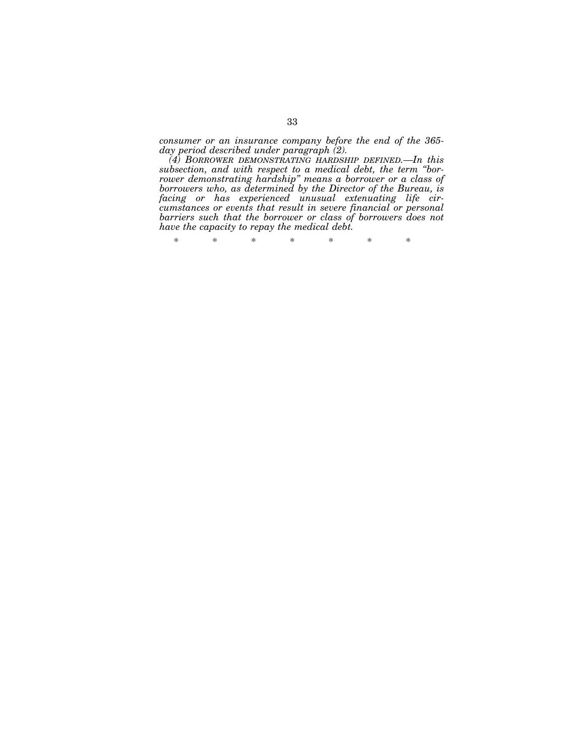*consumer or an insurance company before the end of the 365-day period described under paragraph (2).*

*(4) BORROWER DEMONSTRATING HARDSHIP DEFINED.—In this subsection, and with respect to a medical debt, the term "borrower demonstrating hardship" means a borrower or a class of borrowers who, as determined by the Director of the Bureau, is facing or has experienced unusual extenuating life circumstances or events that result in severe financial or personal barriers such that the borrower or class of borrowers does not have the capacity to repay the medical debt.*

\* \* \* \* \* \* \*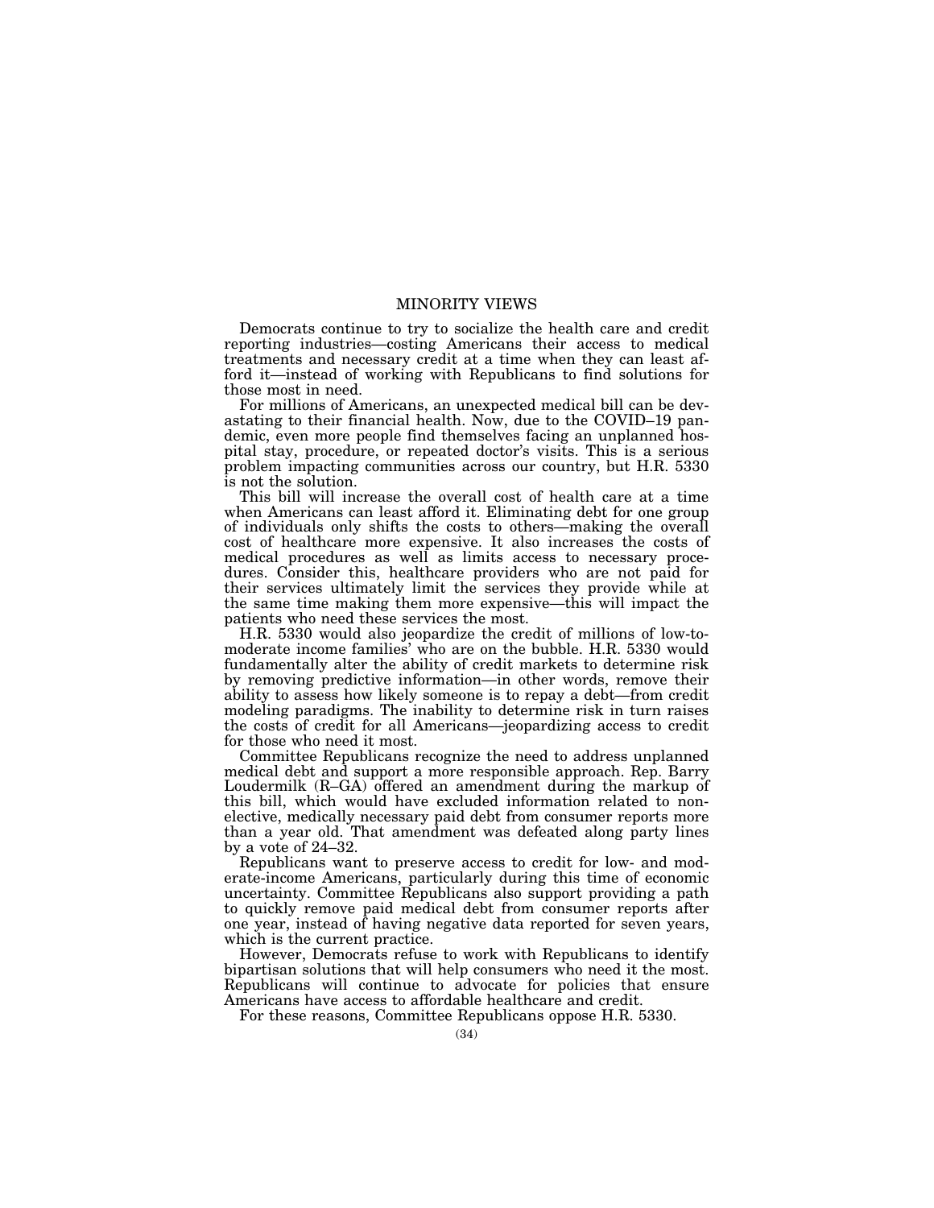# MINORITY VIEWS

Democrats continue to try to socialize the health care and credit reporting industries—costing Americans their access to medical treatments and necessary credit at a time when they can least afford it—instead of working with Republicans to find solutions for those most in need.

For millions of Americans, an unexpected medical bill can be devastating to their financial health. Now, due to the COVID–19 pandemic, even more people find themselves facing an unplanned hospital stay, procedure, or repeated doctor's visits. This is a serious problem impacting communities across our country, but H.R. 5330 is not the solution.

This bill will increase the overall cost of health care at a time when Americans can least afford it. Eliminating debt for one group of individuals only shifts the costs to others—making the overall cost of healthcare more expensive. It also increases the costs of medical procedures as well as limits access to necessary procedures. Consider this, healthcare providers who are not paid for their services ultimately limit the services they provide while at the same time making them more expensive—this will impact the patients who need these services the most.

H.R. 5330 would also jeopardize the credit of millions of low-to-moderate income families' who are on the bubble. H.R. 5330 would fundamentally alter the ability of credit markets to determine risk by removing predictive information—in other words, remove their ability to assess how likely someone is to repay a debt—from credit modeling paradigms. The inability to determine risk in turn raises the costs of credit for all Americans—jeopardizing access to credit for those who need it most.

Committee Republicans recognize the need to address unplanned medical debt and support a more responsible approach. Rep. Barry Loudermilk (R–GA) offered an amendment during the markup of this bill, which would have excluded information related to non-elective, medically necessary paid debt from consumer reports more than a year old. That amendment was defeated along party lines by a vote of 24–32.

Republicans want to preserve access to credit for low- and moderate-income Americans, particularly during this time of economic uncertainty. Committee Republicans also support providing a path to quickly remove paid medical debt from consumer reports after one year, instead of having negative data reported for seven years, which is the current practice.

However, Democrats refuse to work with Republicans to identify bipartisan solutions that will help consumers who need it the most. Republicans will continue to advocate for policies that ensure Americans have access to affordable healthcare and credit.

For these reasons, Committee Republicans oppose H.R. 5330.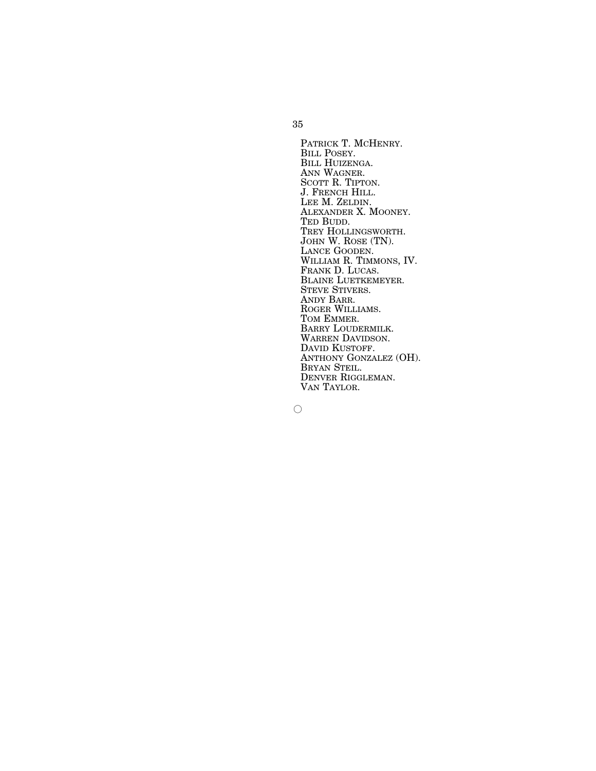PATRICK T. MCHENRY.
BILL POSEY.
BILL HUIZENGA.
ANN WAGNER.
SCOTT R. TIPTON.
J. FRENCH HILL.
LEE M. ZELDIN.
ALEXANDER X. MOONEY.
TED BUDD.
TREY HOLLINGSWORTH.
JOHN W. ROSE (TN).
LANCE GOODEN.
WILLIAM R. TIMMONS, IV.
FRANK D. LUCAS.
BLAINE LUETKEMEYER.
STEVE STIVERS.
ANDY BARR.
ROGER WILLIAMS.
TOM EMMER.
BARRY LOUDERMILK.
WARREN DAVIDSON.
DAVID KUSTOFF.
ANTHONY GONZALEZ (OH).
BRYAN STEIL.
DENVER RIGGLEMAN.
VAN TAYLOR.